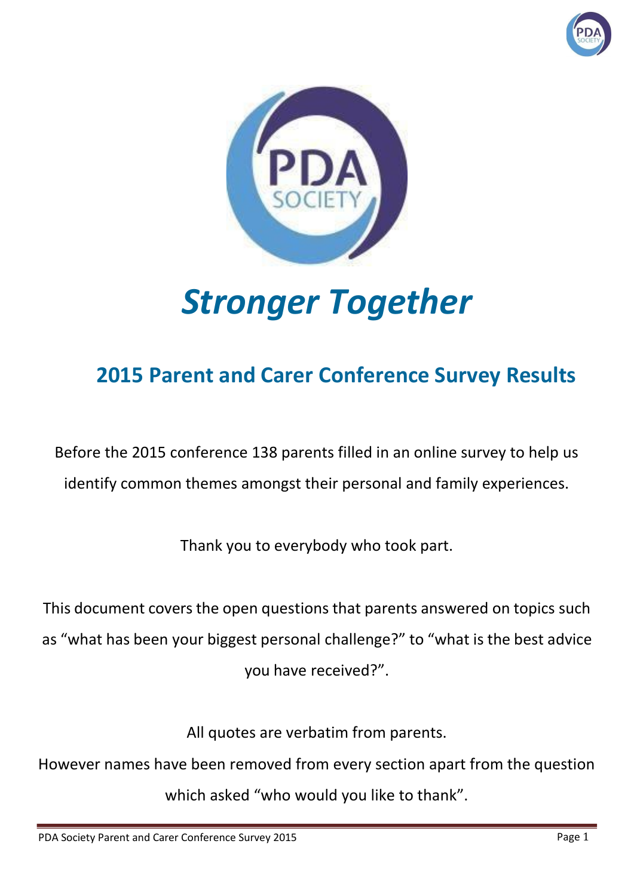# *Stronger Together*

## 2015 Parent and Carer Conference Survey Results

Before the 2015 conference 138 parents filled in an online survey to help us identify common themes amongst their personal and family experiences.

Thank you to everybody who took part.

This document covers the open questions that parents answered on topics such as "what has been your biggest personal challenge?" to "what is the best advice you have received?".

All quotes are verbatim from parents.

However names have been removed from every section apart from the question which asked "who would you like to thank".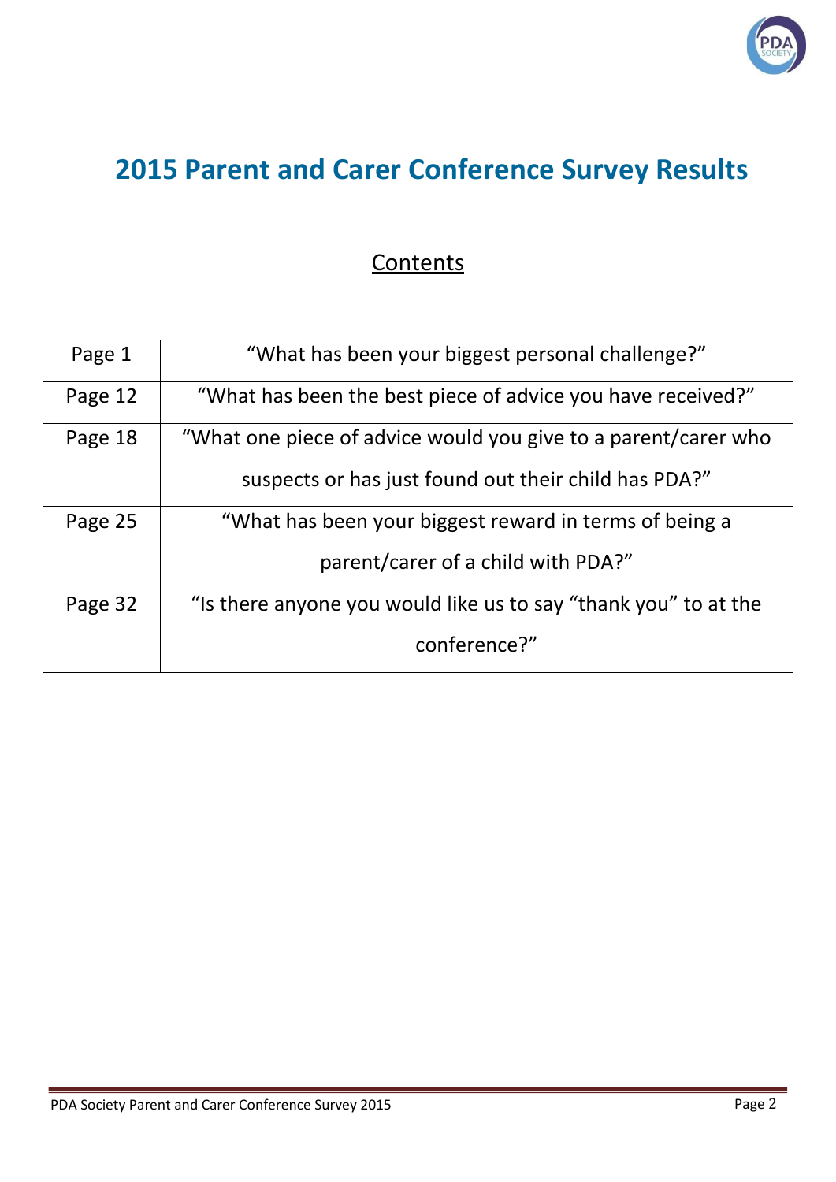# 2015 Parent and Carer Conference Survey Results

## Contents

| | |
|---|---|
| Page 1 | "What has been your biggest personal challenge?" |
| Page 12 | "What has been the best piece of advice you have received?" |
| Page 18 | "What one piece of advice would you give to a parent/carer who suspects or has just found out their child has PDA?" |
| Page 25 | "What has been your biggest reward in terms of being a parent/carer of a child with PDA?" |
| Page 32 | "Is there anyone you would like us to say "thank you" to at the conference?" |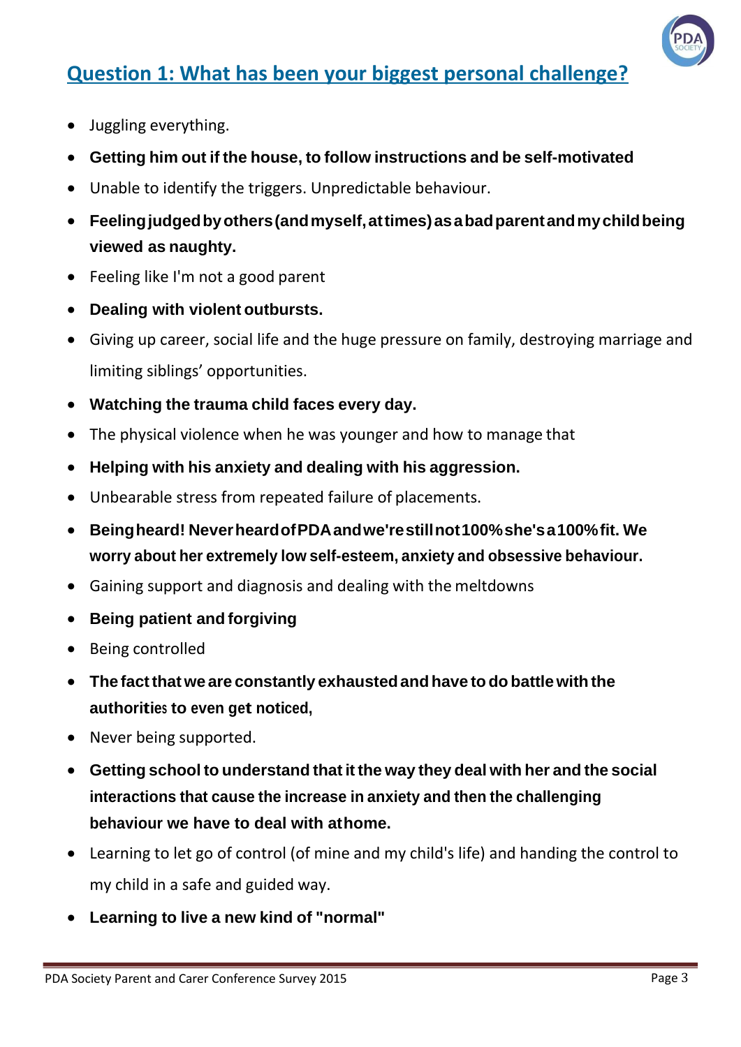## Question 1: What has been your biggest personal challenge?

- Juggling everything.
- **Getting him out if the house, to follow instructions and be self-motivated**
- Unable to identify the triggers. Unpredictable behaviour.
- **Feeling judged by others (and myself, at times) as a bad parent and my child being viewed as naughty.**
- Feeling like I'm not a good parent
- **Dealing with violent outbursts.**
- Giving up career, social life and the huge pressure on family, destroying marriage and limiting siblings' opportunities.
- **Watching the trauma child faces every day.**
- The physical violence when he was younger and how to manage that
- **Helping with his anxiety and dealing with his aggression.**
- Unbearable stress from repeated failure of placements.
- **Being heard! Never heard of PDA and we're still not 100% she's a 100% fit. We worry about her extremely low self-esteem, anxiety and obsessive behaviour.**
- Gaining support and diagnosis and dealing with the meltdowns
- **Being patient and forgiving**
- Being controlled
- **The fact that we are constantly exhausted and have to do battle with the authorities to even get noticed,**
- Never being supported.
- **Getting school to understand that it the way they deal with her and the social interactions that cause the increase in anxiety and then the challenging behaviour we have to deal with athome.**
- Learning to let go of control (of mine and my child's life) and handing the control to my child in a safe and guided way.
- **Learning to live a new kind of "normal"**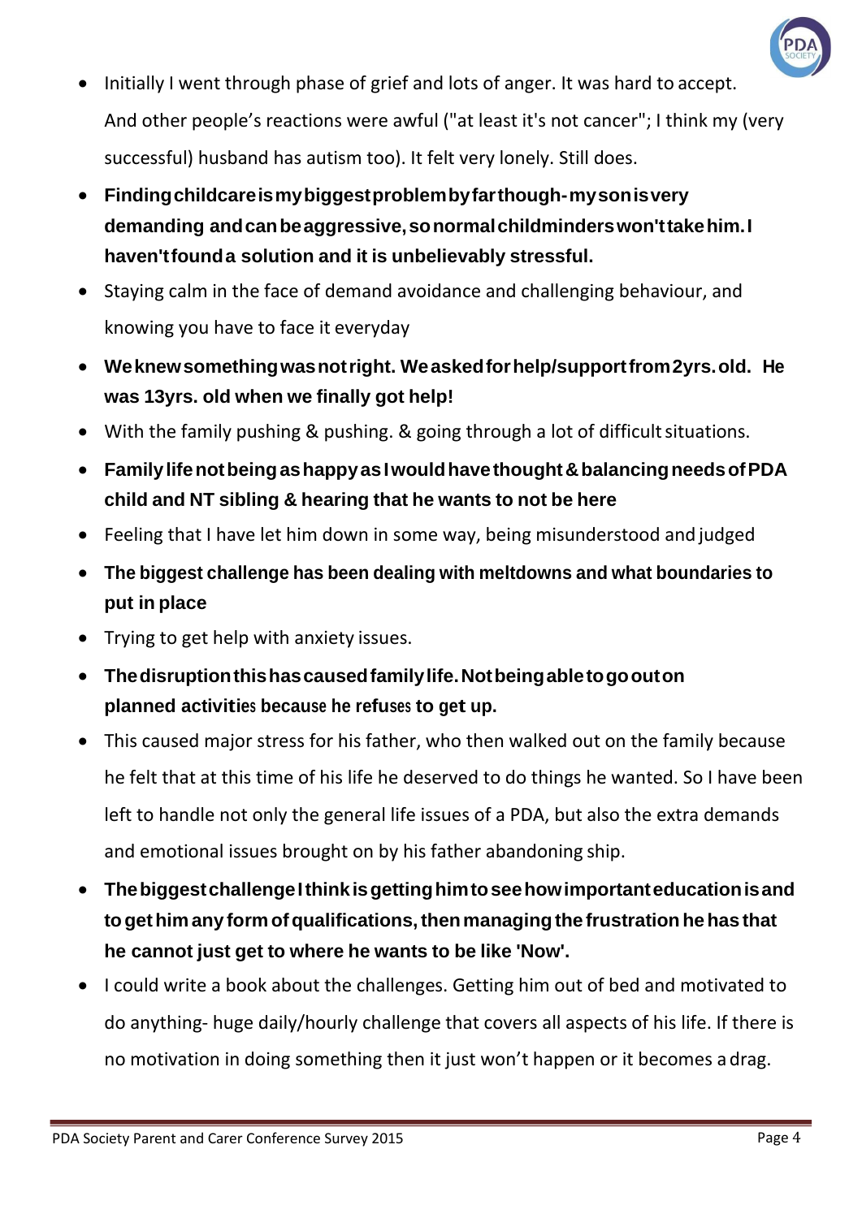- Initially I went through phase of grief and lots of anger. It was hard to accept. And other people's reactions were awful ("at least it's not cancer"; I think my (very successful) husband has autism too). It felt very lonely. Still does.
- **Finding childcare is my biggest problem by far though- my son is very demanding and can be aggressive, so normal childminders won't take him. I haven't found a solution and it is unbelievably stressful.**
- Staying calm in the face of demand avoidance and challenging behaviour, and knowing you have to face it everyday
- **We knew something was not right. We asked for help/support from 2yrs. old. He was 13yrs. old when we finally got help!**
- With the family pushing & pushing. & going through a lot of difficult situations.
- **Family life not being as happy as I would have thought & balancing needs of PDA child and NT sibling & hearing that he wants to not be here**
- Feeling that I have let him down in some way, being misunderstood and judged
- **The biggest challenge has been dealing with meltdowns and what boundaries to put in place**
- Trying to get help with anxiety issues.
- **The disruption this has caused family life. Not being able to go out on planned activities because he refuses to get up.**
- This caused major stress for his father, who then walked out on the family because he felt that at this time of his life he deserved to do things he wanted. So I have been left to handle not only the general life issues of a PDA, but also the extra demands and emotional issues brought on by his father abandoning ship.
- **The biggest challenge I think is getting him to see how important education is and to get him any form of qualifications, then managing the frustration he has that he cannot just get to where he wants to be like 'Now'.**
- I could write a book about the challenges. Getting him out of bed and motivated to do anything- huge daily/hourly challenge that covers all aspects of his life. If there is no motivation in doing something then it just won't happen or it becomes a drag.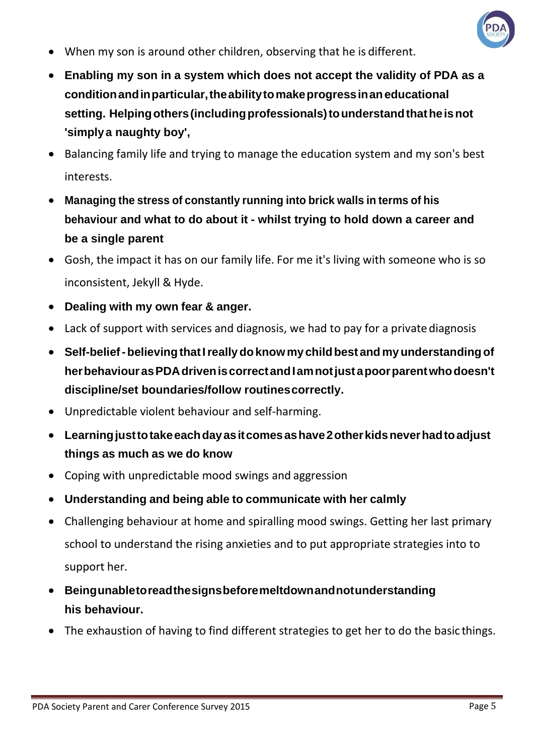- When my son is around other children, observing that he is different.
- **Enabling my son in a system which does not accept the validity of PDA as a condition and in particular, the ability to make progress in an educational setting. Helping others (including professionals) to understand that he is not 'simply a naughty boy',**
- Balancing family life and trying to manage the education system and my son's best interests.
- **Managing the stress of constantly running into brick walls in terms of his behaviour and what to do about it - whilst trying to hold down a career and be a single parent**
- Gosh, the impact it has on our family life. For me it's living with someone who is so inconsistent, Jekyll & Hyde.
- **Dealing with my own fear & anger.**
- Lack of support with services and diagnosis, we had to pay for a private diagnosis
- **Self-belief - believing that I really do know my child best and my understanding of her behaviour as PDA driven is correct and I am not just a poor parent who doesn't discipline/set boundaries/follow routines correctly.**
- Unpredictable violent behaviour and self-harming.
- **Learning just to take each day as it comes as have 2 other kids never had to adjust things as much as we do know**
- Coping with unpredictable mood swings and aggression
- **Understanding and being able to communicate with her calmly**
- Challenging behaviour at home and spiralling mood swings. Getting her last primary school to understand the rising anxieties and to put appropriate strategies into to support her.
- **Being unable to read the signs before meltdown and not understanding his behaviour.**
- The exhaustion of having to find different strategies to get her to do the basic things.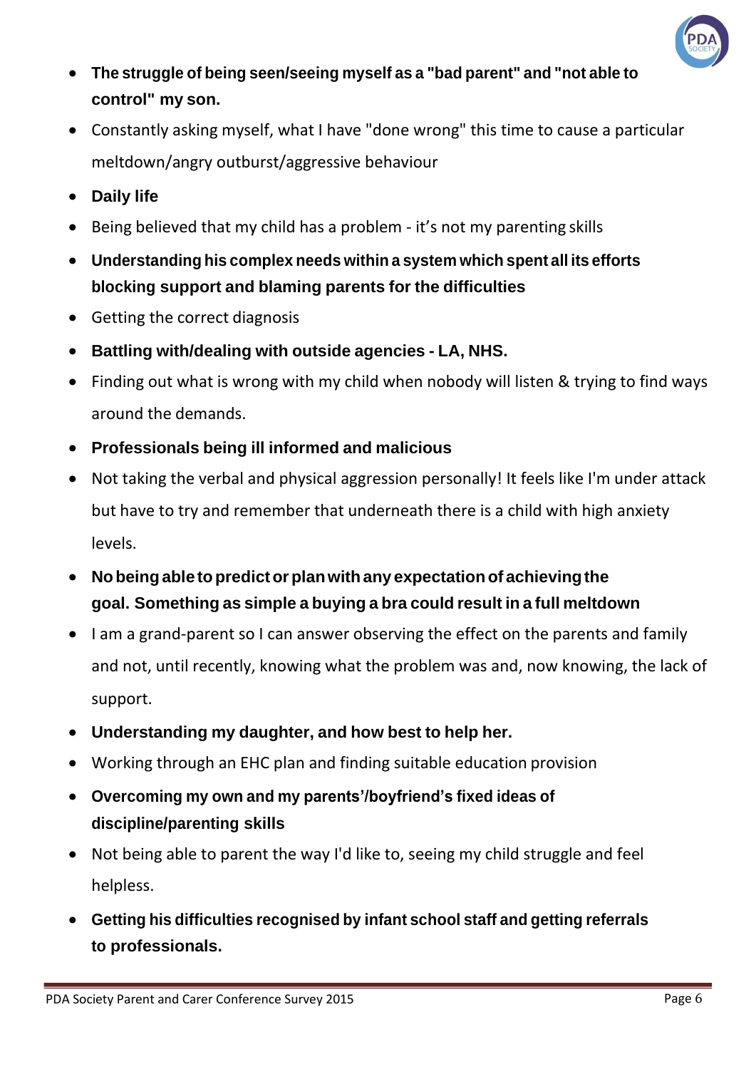- **The struggle of being seen/seeing myself as a "bad parent" and "not able to control" my son.**
- Constantly asking myself, what I have "done wrong" this time to cause a particular meltdown/angry outburst/aggressive behaviour
- **Daily life**
- Being believed that my child has a problem - it's not my parenting skills
- **Understanding his complex needs within a system which spent all its efforts blocking support and blaming parents for the difficulties**
- Getting the correct diagnosis
- **Battling with/dealing with outside agencies - LA, NHS.**
- Finding out what is wrong with my child when nobody will listen & trying to find ways around the demands.
- **Professionals being ill informed and malicious**
- Not taking the verbal and physical aggression personally! It feels like I'm under attack but have to try and remember that underneath there is a child with high anxiety levels.
- **No being able to predict or plan with any expectation of achieving the goal. Something as simple a buying a bra could result in a full meltdown**
- I am a grand-parent so I can answer observing the effect on the parents and family and not, until recently, knowing what the problem was and, now knowing, the lack of support.
- **Understanding my daughter, and how best to help her.**
- Working through an EHC plan and finding suitable education provision
- **Overcoming my own and my parents'/boyfriend's fixed ideas of discipline/parenting skills**
- Not being able to parent the way I'd like to, seeing my child struggle and feel helpless.
- **Getting his difficulties recognised by infant school staff and getting referrals to professionals.**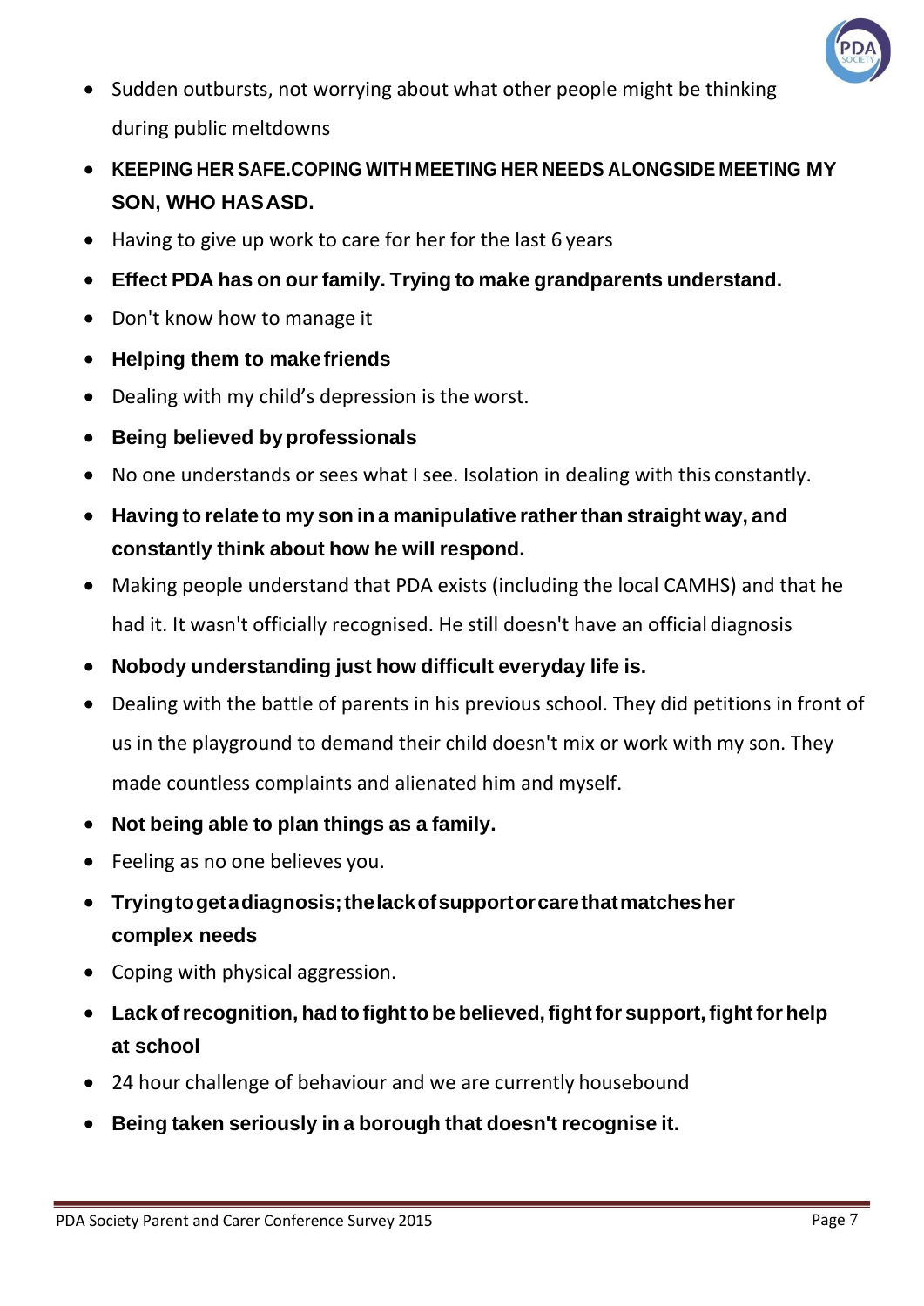- Sudden outbursts, not worrying about what other people might be thinking during public meltdowns
- **KEEPING HER SAFE.COPING WITH MEETING HER NEEDS ALONGSIDE MEETING MY SON, WHO HAS ASD.**
- Having to give up work to care for her for the last 6 years
- **Effect PDA has on our family. Trying to make grandparents understand.**
- Don't know how to manage it
- **Helping them to make friends**
- Dealing with my child's depression is the worst.
- **Being believed by professionals**
- No one understands or sees what I see. Isolation in dealing with this constantly.
- **Having to relate to my son in a manipulative rather than straight way, and constantly think about how he will respond.**
- Making people understand that PDA exists (including the local CAMHS) and that he had it. It wasn't officially recognised. He still doesn't have an official diagnosis
- **Nobody understanding just how difficult everyday life is.**
- Dealing with the battle of parents in his previous school. They did petitions in front of us in the playground to demand their child doesn't mix or work with my son. They made countless complaints and alienated him and myself.
- **Not being able to plan things as a family.**
- Feeling as no one believes you.
- **Trying to get a diagnosis; the lack of support or care that matches her complex needs**
- Coping with physical aggression.
- **Lack of recognition, had to fight to be believed, fight for support, fight for help at school**
- 24 hour challenge of behaviour and we are currently housebound
- **Being taken seriously in a borough that doesn't recognise it.**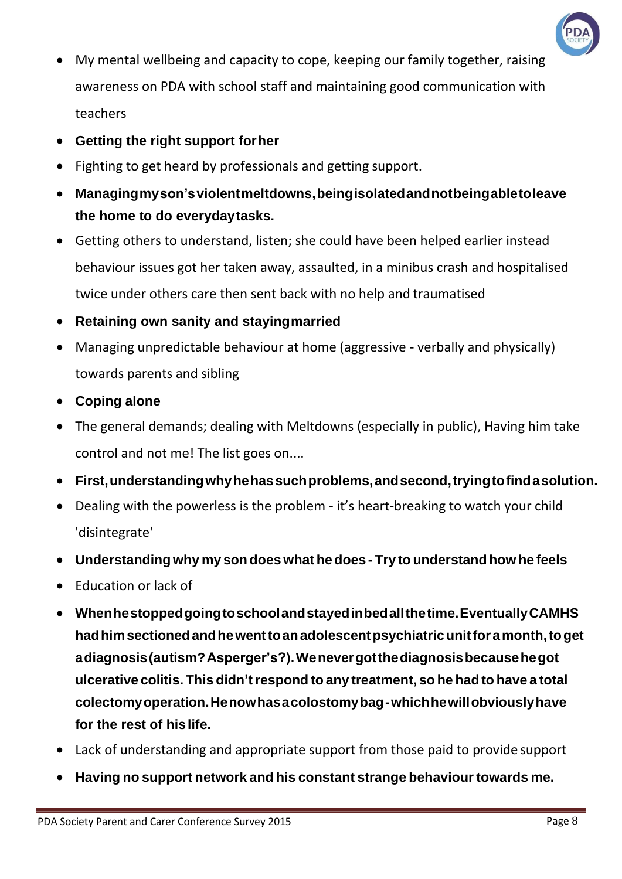- My mental wellbeing and capacity to cope, keeping our family together, raising awareness on PDA with school staff and maintaining good communication with teachers
- **Getting the right support for her**
- Fighting to get heard by professionals and getting support.
- **Managing my son's violent meltdowns, being isolated and not being able to leave the home to do everyday tasks.**
- Getting others to understand, listen; she could have been helped earlier instead behaviour issues got her taken away, assaulted, in a minibus crash and hospitalised twice under others care then sent back with no help and traumatised
- **Retaining own sanity and staying married**
- Managing unpredictable behaviour at home (aggressive - verbally and physically) towards parents and sibling
- **Coping alone**
- The general demands; dealing with Meltdowns (especially in public), Having him take control and not me! The list goes on....
- **First, understanding why he has such problems, and second, trying to find a solution.**
- Dealing with the powerless is the problem - it's heart-breaking to watch your child 'disintegrate'
- **Understanding why my son does what he does - Try to understand how he feels**
- Education or lack of
- **When he stopped going to school and stayed in bed all the time. Eventually CAMHS had him sectioned and he went to an adolescent psychiatric unit for a month, to get a diagnosis (autism? Asperger's?). We never got the diagnosis because he got ulcerative colitis. This didn't respond to any treatment, so he had to have a total colectomy operation. He now has a colostomy bag - which he will obviously have for the rest of his life.**
- Lack of understanding and appropriate support from those paid to provide support
- **Having no support network and his constant strange behaviour towards me.**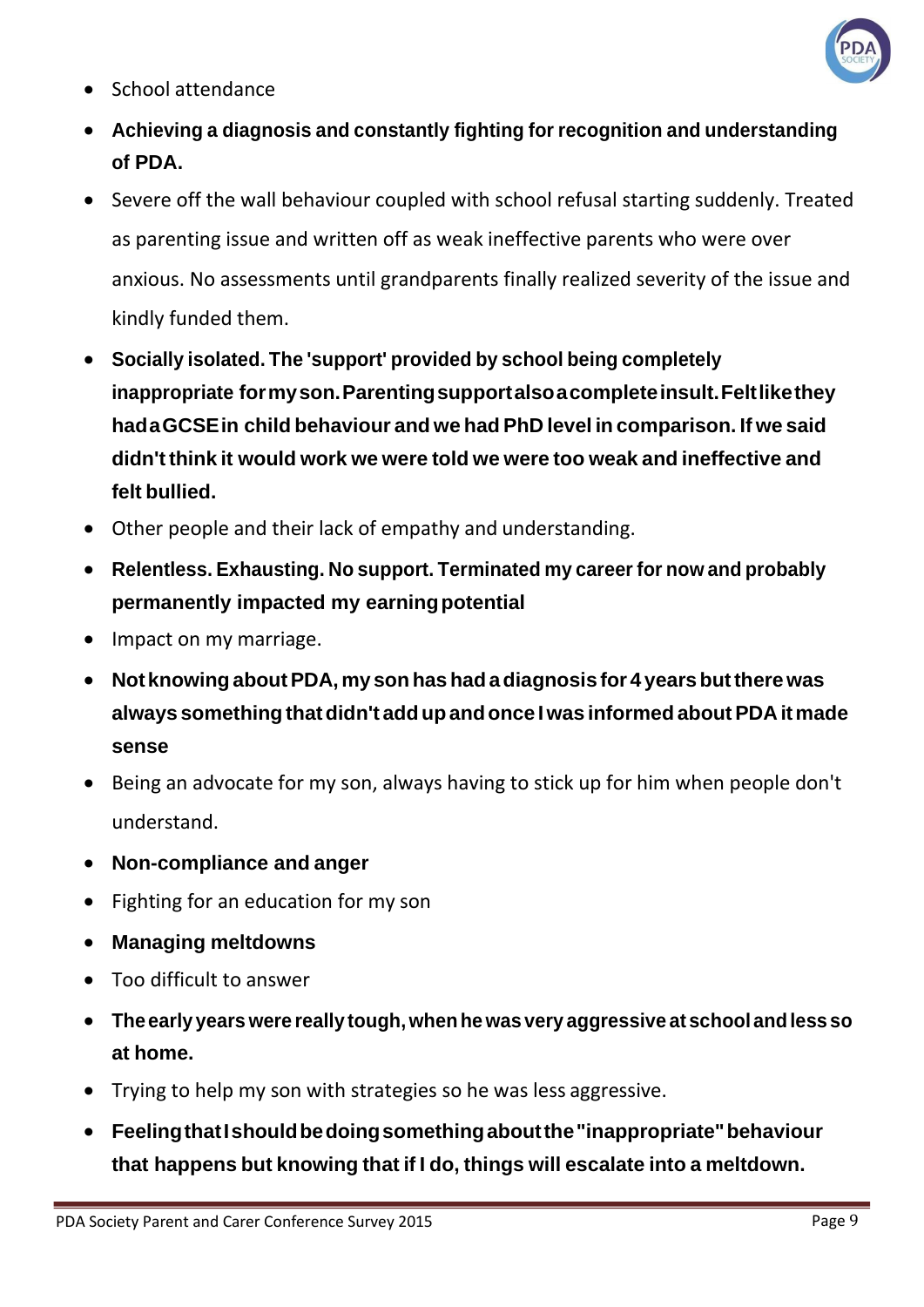- School attendance
- **Achieving a diagnosis and constantly fighting for recognition and understanding of PDA.**
- Severe off the wall behaviour coupled with school refusal starting suddenly. Treated as parenting issue and written off as weak ineffective parents who were over anxious. No assessments until grandparents finally realized severity of the issue and kindly funded them.
- **Socially isolated. The 'support' provided by school being completely inappropriate for my son. Parenting support also a complete insult. Felt like they had a GCSE in child behaviour and we had PhD level in comparison. If we said didn't think it would work we were told we were too weak and ineffective and felt bullied.**
- Other people and their lack of empathy and understanding.
- **Relentless. Exhausting. No support. Terminated my career for now and probably permanently impacted my earning potential**
- Impact on my marriage.
- **Not knowing about PDA, my son has had a diagnosis for 4 years but there was always something that didn't add up and once I was informed about PDA it made sense**
- Being an advocate for my son, always having to stick up for him when people don't understand.
- **Non-compliance and anger**
- Fighting for an education for my son
- **Managing meltdowns**
- Too difficult to answer
- **The early years were really tough, when he was very aggressive at school and less so at home.**
- Trying to help my son with strategies so he was less aggressive.
- **Feeling that I should be doing something about the "inappropriate" behaviour that happens but knowing that if I do, things will escalate into a meltdown.**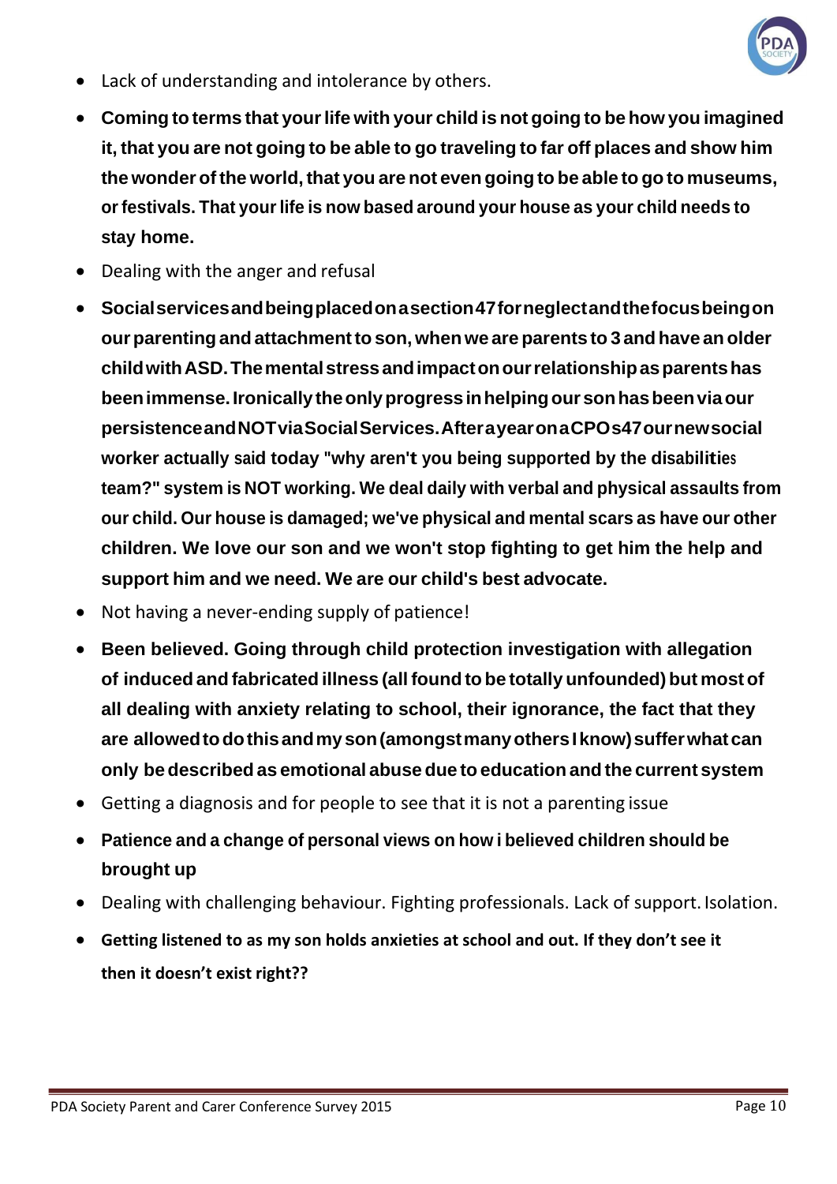- Lack of understanding and intolerance by others.
- **Coming to terms that your life with your child is not going to be how you imagined it, that you are not going to be able to go traveling to far off places and show him the wonder of the world, that you are not even going to be able to go to museums, or festivals. That your life is now based around your house as your child needs to stay home.**
- Dealing with the anger and refusal
- **Social services and being placed on a section 47 for neglect and the focus being on our parenting and attachment to son, when we are parents to 3 and have an older child with ASD. The mental stress and impact on our relationship as parents has been immense. Ironically the only progress in helping our son has been via our persistence and NOT via Social Services. After a year on a CPO s47 our new social worker actually said today "why aren't you being supported by the disabilities team?" system is NOT working. We deal daily with verbal and physical assaults from our child. Our house is damaged; we've physical and mental scars as have our other children. We love our son and we won't stop fighting to get him the help and support him and we need. We are our child's best advocate.**
- Not having a never-ending supply of patience!
- **Been believed. Going through child protection investigation with allegation of induced and fabricated illness (all found to be totally unfounded) but most of all dealing with anxiety relating to school, their ignorance, the fact that they are allowed to do this and my son (amongst many others I know) suffer what can only be described as emotional abuse due to education and the current system**
- Getting a diagnosis and for people to see that it is not a parenting issue
- **Patience and a change of personal views on how i believed children should be brought up**
- Dealing with challenging behaviour. Fighting professionals. Lack of support. Isolation.
- **Getting listened to as my son holds anxieties at school and out. If they don't see it then it doesn't exist right??**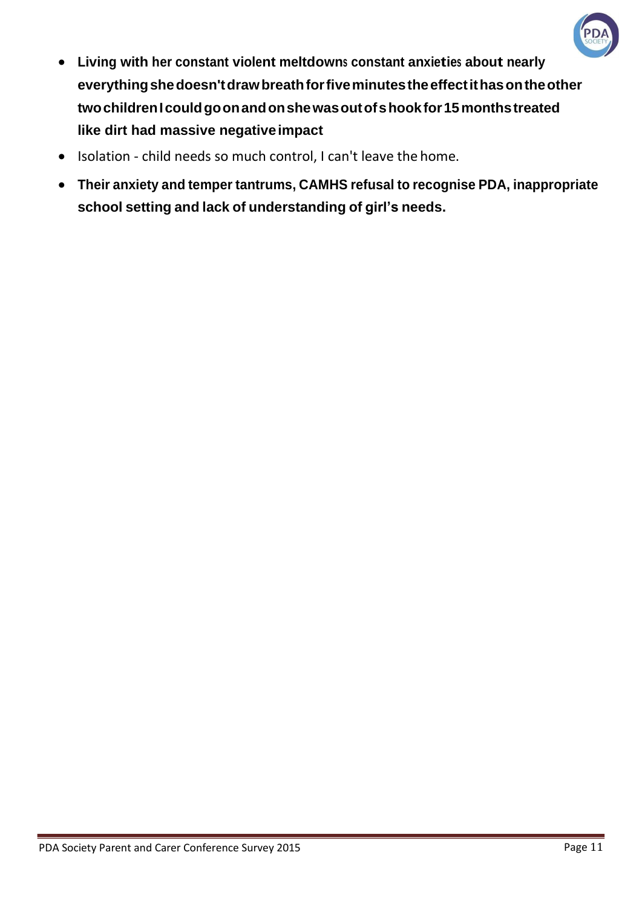- **Living with her constant violent meltdowns constant anxieties about nearly everything she doesn't draw breath for five minutes the effect it has on the other two children I could go on and on she was out of s hook for 15 months treated like dirt had massive negative impact**
- Isolation - child needs so much control, I can't leave the home.
- **Their anxiety and temper tantrums, CAMHS refusal to recognise PDA, inappropriate school setting and lack of understanding of girl's needs.**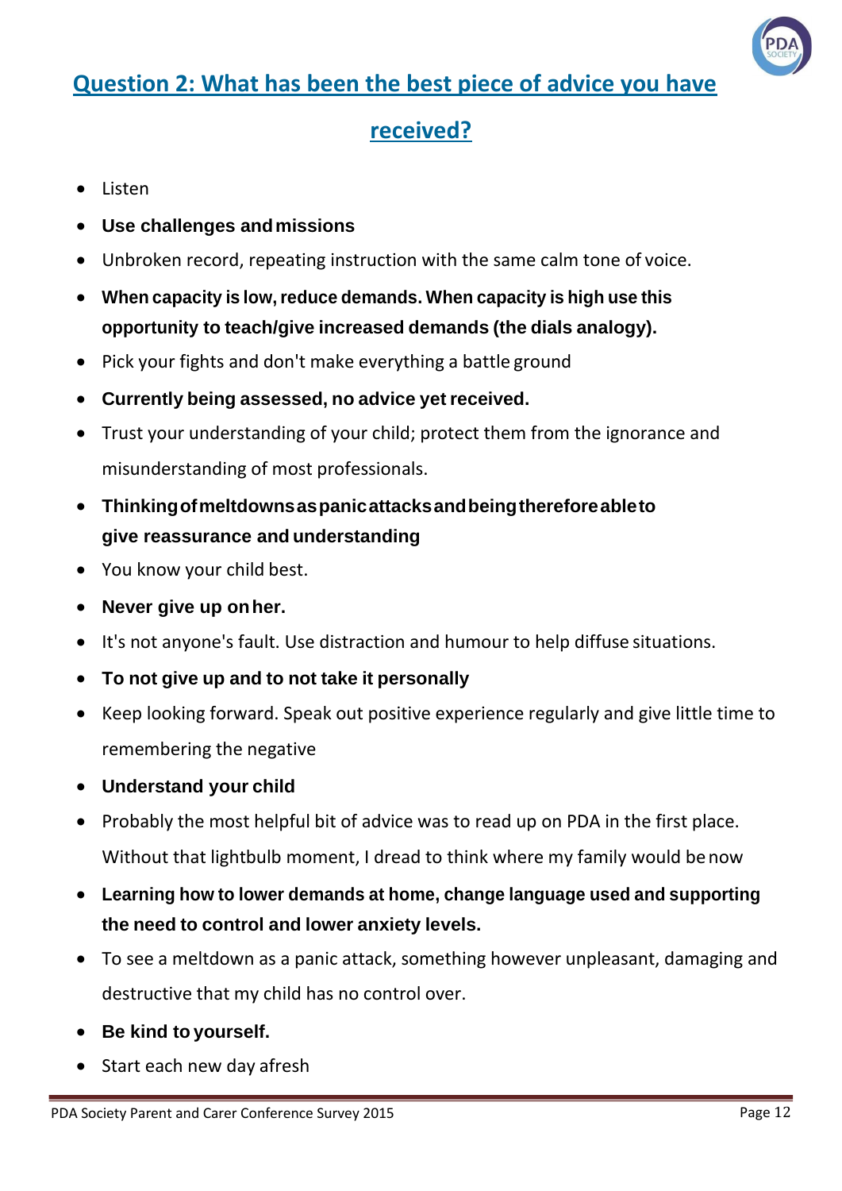## Question 2: What has been the best piece of advice you have received?

- Listen
- **Use challenges and missions**
- Unbroken record, repeating instruction with the same calm tone of voice.
- **When capacity is low, reduce demands. When capacity is high use this opportunity to teach/give increased demands (the dials analogy).**
- Pick your fights and don't make everything a battle ground
- **Currently being assessed, no advice yet received.**
- Trust your understanding of your child; protect them from the ignorance and misunderstanding of most professionals.
- **Thinking of meltdowns as panic attacks and being therefore able to give reassurance and understanding**
- You know your child best.
- **Never give up on her.**
- It's not anyone's fault. Use distraction and humour to help diffuse situations.
- **To not give up and to not take it personally**
- Keep looking forward. Speak out positive experience regularly and give little time to remembering the negative
- **Understand your child**
- Probably the most helpful bit of advice was to read up on PDA in the first place. Without that lightbulb moment, I dread to think where my family would be now
- **Learning how to lower demands at home, change language used and supporting the need to control and lower anxiety levels.**
- To see a meltdown as a panic attack, something however unpleasant, damaging and destructive that my child has no control over.
- **Be kind to yourself.**
- Start each new day afresh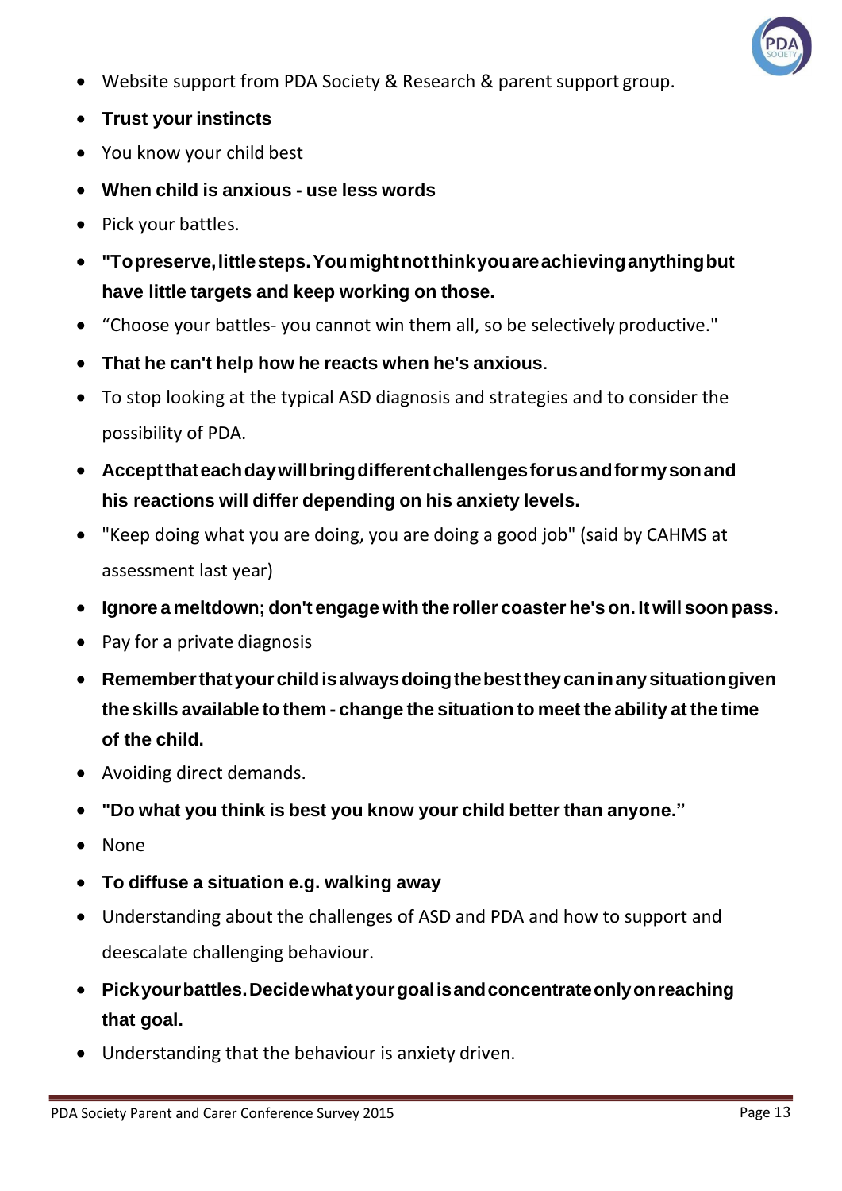- Website support from PDA Society & Research & parent support group.
- **Trust your instincts**
- You know your child best
- **When child is anxious - use less words**
- Pick your battles.
- **"To preserve, little steps. You might not think you are achieving anything but have little targets and keep working on those.**
- "Choose your battles- you cannot win them all, so be selectively productive."
- **That he can't help how he reacts when he's anxious**.
- To stop looking at the typical ASD diagnosis and strategies and to consider the possibility of PDA.
- **Accept that each day will bring different challenges for us and for my son and his reactions will differ depending on his anxiety levels.**
- "Keep doing what you are doing, you are doing a good job" (said by CAHMS at assessment last year)
- **Ignore a meltdown; don't engage with the roller coaster he's on. It will soon pass.**
- Pay for a private diagnosis
- **Remember that your child is always doing the best they can in any situation given the skills available to them - change the situation to meet the ability at the time of the child.**
- Avoiding direct demands.
- **"Do what you think is best you know your child better than anyone."**
- None
- **To diffuse a situation e.g. walking away**
- Understanding about the challenges of ASD and PDA and how to support and deescalate challenging behaviour.
- **Pick your battles. Decide what your goal is and concentrate only on reaching that goal.**
- Understanding that the behaviour is anxiety driven.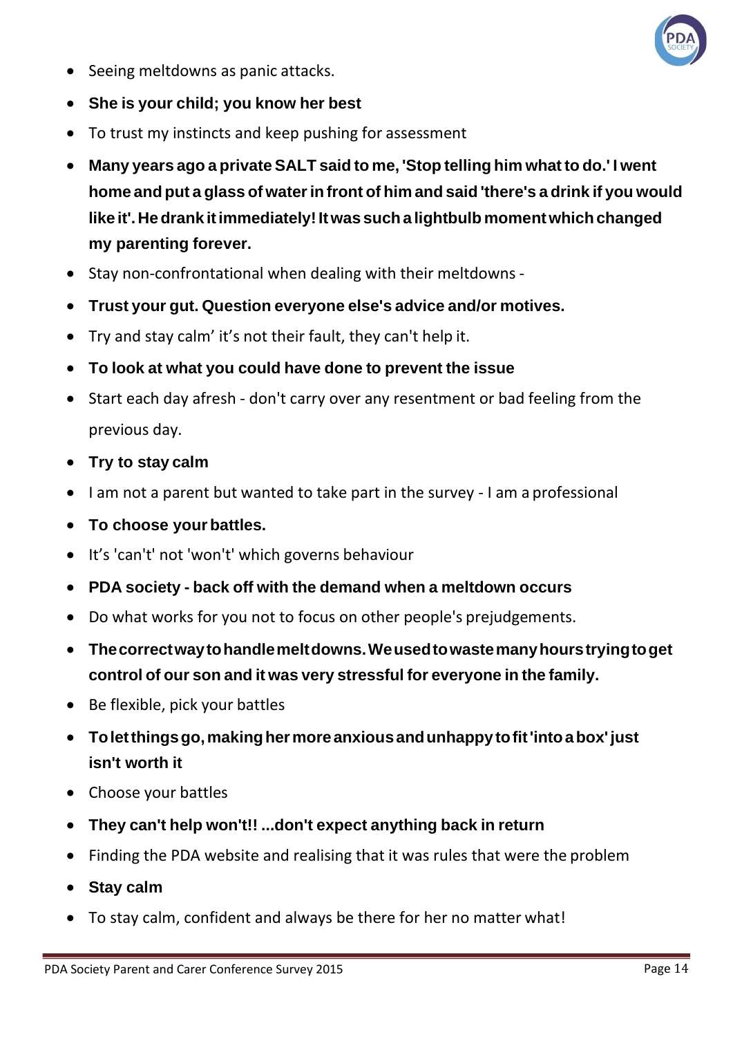- Seeing meltdowns as panic attacks.
- **She is your child; you know her best**
- To trust my instincts and keep pushing for assessment
- **Many years ago a private SALT said to me, 'Stop telling him what to do.' I went home and put a glass of water in front of him and said 'there's a drink if you would like it'. He drank it immediately! It was such a lightbulb moment which changed my parenting forever.**
- Stay non-confrontational when dealing with their meltdowns -
- **Trust your gut. Question everyone else's advice and/or motives.**
- Try and stay calm' it's not their fault, they can't help it.
- **To look at what you could have done to prevent the issue**
- Start each day afresh - don't carry over any resentment or bad feeling from the previous day.
- **Try to stay calm**
- I am not a parent but wanted to take part in the survey - I am a professional
- **To choose your battles.**
- It's 'can't' not 'won't' which governs behaviour
- **PDA society - back off with the demand when a meltdown occurs**
- Do what works for you not to focus on other people's prejudgements.
- **The correct way to handle meltdowns. We used to waste many hours trying to get control of our son and it was very stressful for everyone in the family.**
- Be flexible, pick your battles
- **To let things go, making her more anxious and unhappy to fit 'into a box' just isn't worth it**
- Choose your battles
- **They can't help won't!! ...don't expect anything back in return**
- Finding the PDA website and realising that it was rules that were the problem
- **Stay calm**
- To stay calm, confident and always be there for her no matter what!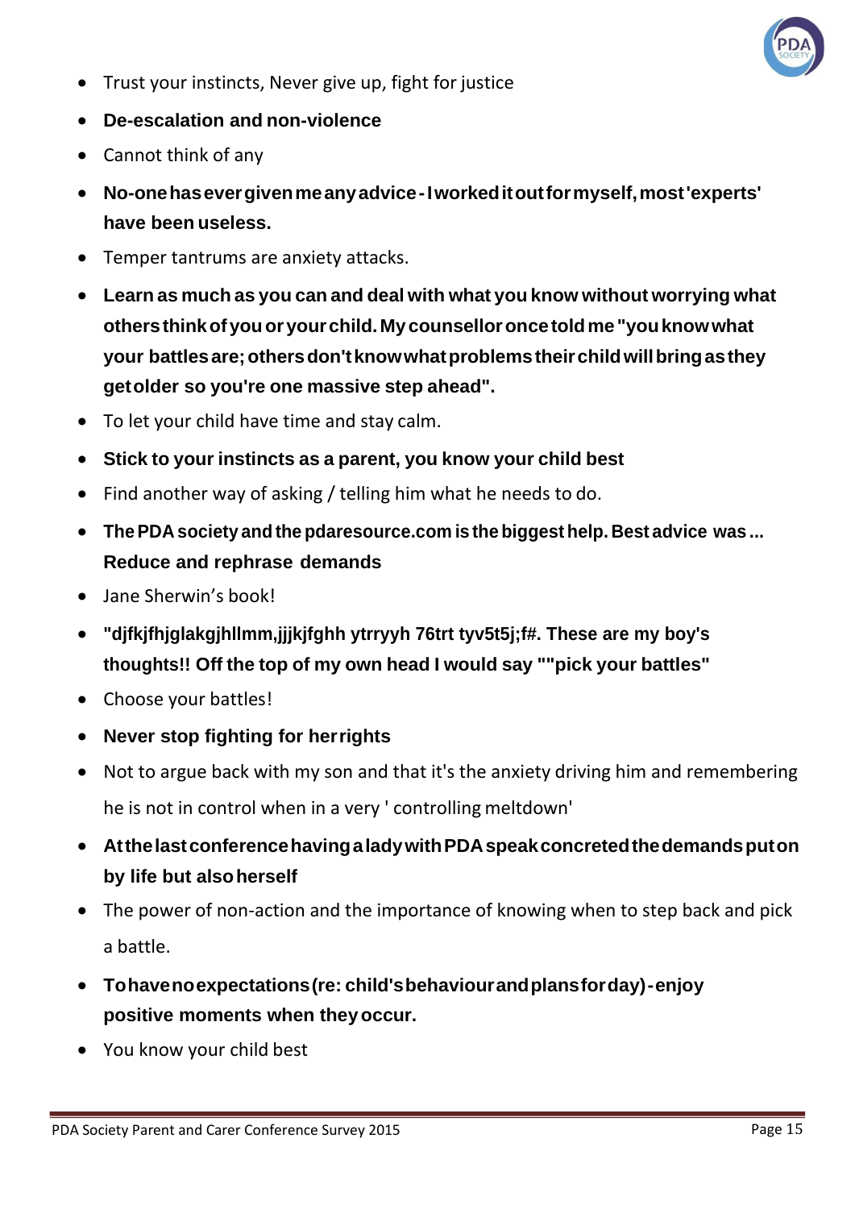- Trust your instincts, Never give up, fight for justice
- **De-escalation and non-violence**
- Cannot think of any
- **No-one has ever given me any advice - I worked it out for myself, most 'experts' have been useless.**
- Temper tantrums are anxiety attacks.
- **Learn as much as you can and deal with what you know without worrying what others think of you or your child. My counsellor once told me "you know what your battles are; others don't know what problems their child will bring as they get older so you're one massive step ahead".**
- To let your child have time and stay calm.
- **Stick to your instincts as a parent, you know your child best**
- Find another way of asking / telling him what he needs to do.
- **The PDA society and the pdaresource.com is the biggest help. Best advice was ... Reduce and rephrase demands**
- Jane Sherwin's book!
- **"djfkjfhjglakgjhllmm,jjjkjfghh ytrryyh 76trt tyv5t5j;f#. These are my boy's thoughts!! Off the top of my own head I would say ""pick your battles"**
- Choose your battles!
- **Never stop fighting for her rights**
- Not to argue back with my son and that it's the anxiety driving him and remembering he is not in control when in a very ' controlling meltdown'
- **At the last conference having a lady with PDA speak concreted the demands put on by life but also herself**
- The power of non-action and the importance of knowing when to step back and pick a battle.
- **To have no expectations (re: child's behaviour and plans for day) - enjoy positive moments when they occur.**
- You know your child best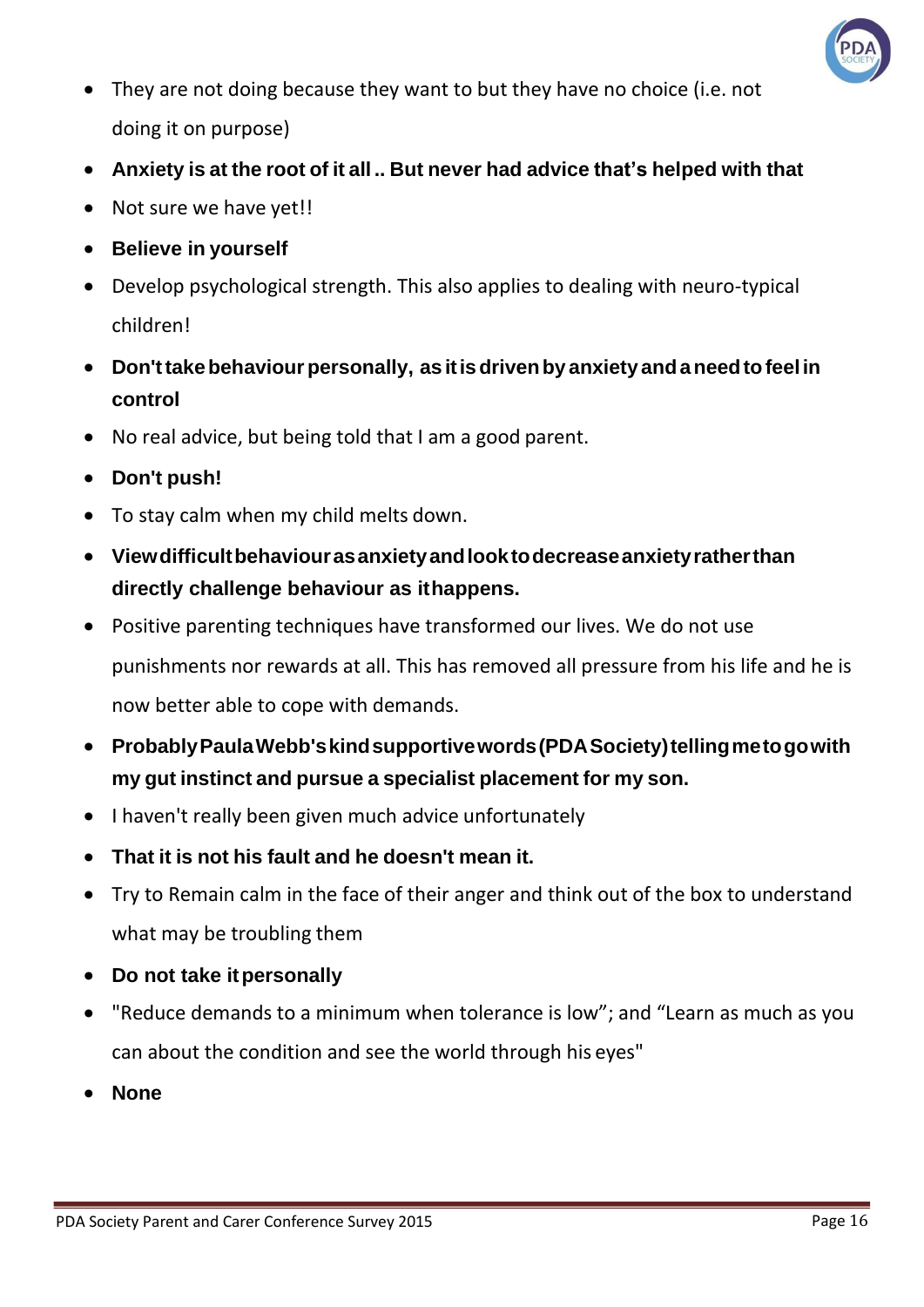- They are not doing because they want to but they have no choice (i.e. not doing it on purpose)
- **Anxiety is at the root of it all .. But never had advice that's helped with that**
- Not sure we have yet!!
- **Believe in yourself**
- Develop psychological strength. This also applies to dealing with neuro-typical children!
- **Don't take behaviour personally, as it is driven by anxiety and a need to feel in control**
- No real advice, but being told that I am a good parent.
- **Don't push!**
- To stay calm when my child melts down.
- **View difficult behaviour as anxiety and look to decrease anxiety rather than directly challenge behaviour as it happens.**
- Positive parenting techniques have transformed our lives. We do not use punishments nor rewards at all. This has removed all pressure from his life and he is now better able to cope with demands.
- **Probably Paula Webb's kind supportive words (PDA Society) telling me to go with my gut instinct and pursue a specialist placement for my son.**
- I haven't really been given much advice unfortunately
- **That it is not his fault and he doesn't mean it.**
- Try to Remain calm in the face of their anger and think out of the box to understand what may be troubling them
- **Do not take it personally**
- "Reduce demands to a minimum when tolerance is low"; and "Learn as much as you can about the condition and see the world through his eyes"
- **None**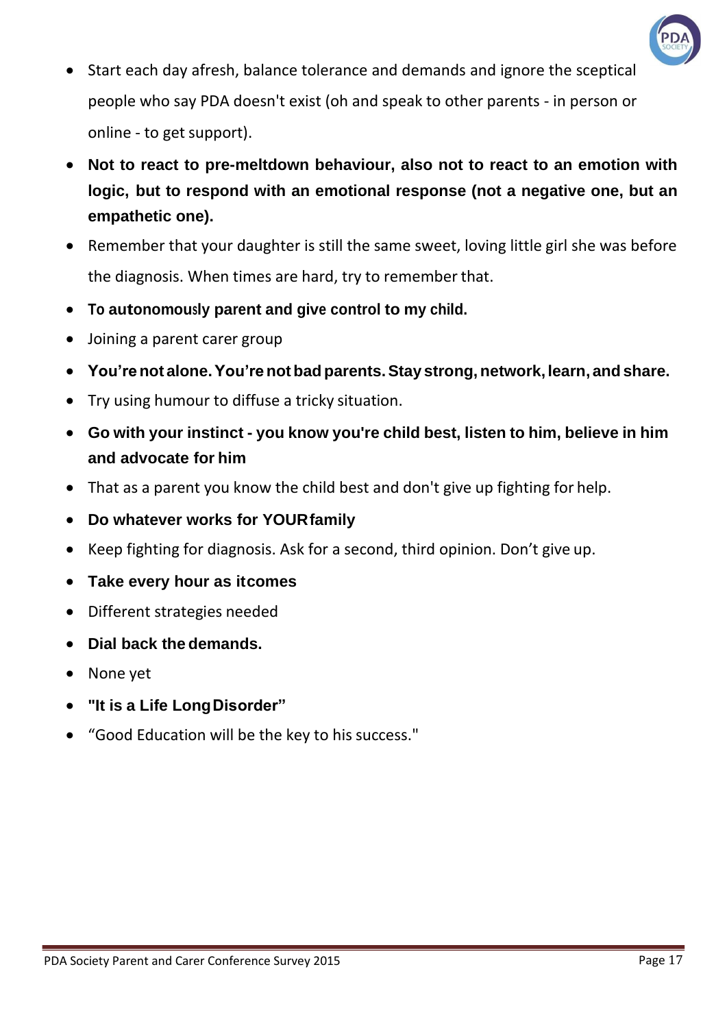- Start each day afresh, balance tolerance and demands and ignore the sceptical people who say PDA doesn't exist (oh and speak to other parents - in person or online - to get support).
- **Not to react to pre-meltdown behaviour, also not to react to an emotion with logic, but to respond with an emotional response (not a negative one, but an empathetic one).**
- Remember that your daughter is still the same sweet, loving little girl she was before the diagnosis. When times are hard, try to remember that.
- **To autonomously parent and give control to my child.**
- Joining a parent carer group
- **You're not alone. You're not bad parents. Stay strong, network, learn, and share.**
- Try using humour to diffuse a tricky situation.
- **Go with your instinct - you know you're child best, listen to him, believe in him and advocate for him**
- That as a parent you know the child best and don't give up fighting for help.
- **Do whatever works for YOUR family**
- Keep fighting for diagnosis. Ask for a second, third opinion. Don't give up.
- **Take every hour as it comes**
- Different strategies needed
- **Dial back the demands.**
- None yet
- **"It is a Life Long Disorder"**
- "Good Education will be the key to his success."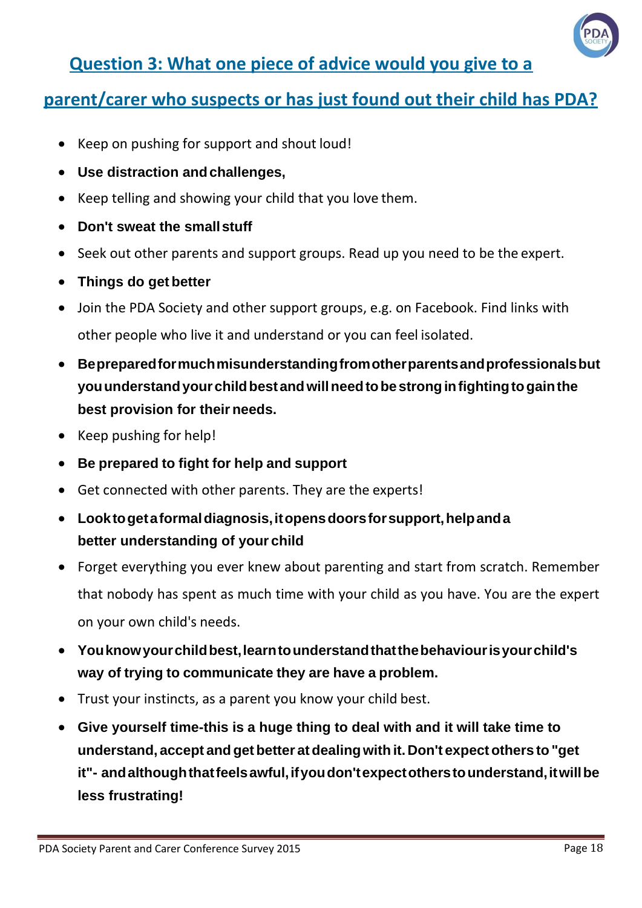## Question 3: What one piece of advice would you give to a parent/carer who suspects or has just found out their child has PDA?

- Keep on pushing for support and shout loud!
- **Use distraction and challenges,**
- Keep telling and showing your child that you love them.
- **Don't sweat the small stuff**
- Seek out other parents and support groups. Read up you need to be the expert.
- **Things do get better**
- Join the PDA Society and other support groups, e.g. on Facebook. Find links with other people who live it and understand or you can feel isolated.
- **Be prepared for much misunderstanding from other parents and professionals but you understand your child best and will need to be strong in fighting to gain the best provision for their needs.**
- Keep pushing for help!
- **Be prepared to fight for help and support**
- Get connected with other parents. They are the experts!
- **Look to get a formal diagnosis, it opens doors for support, help and a better understanding of your child**
- Forget everything you ever knew about parenting and start from scratch. Remember that nobody has spent as much time with your child as you have. You are the expert on your own child's needs.
- **You know your child best, learn to understand that the behaviour is your child's way of trying to communicate they are have a problem.**
- Trust your instincts, as a parent you know your child best.
- **Give yourself time-this is a huge thing to deal with and it will take time to understand, accept and get better at dealing with it. Don't expect others to "get it"- and although that feels awful, if you don't expect others to understand, it will be less frustrating!**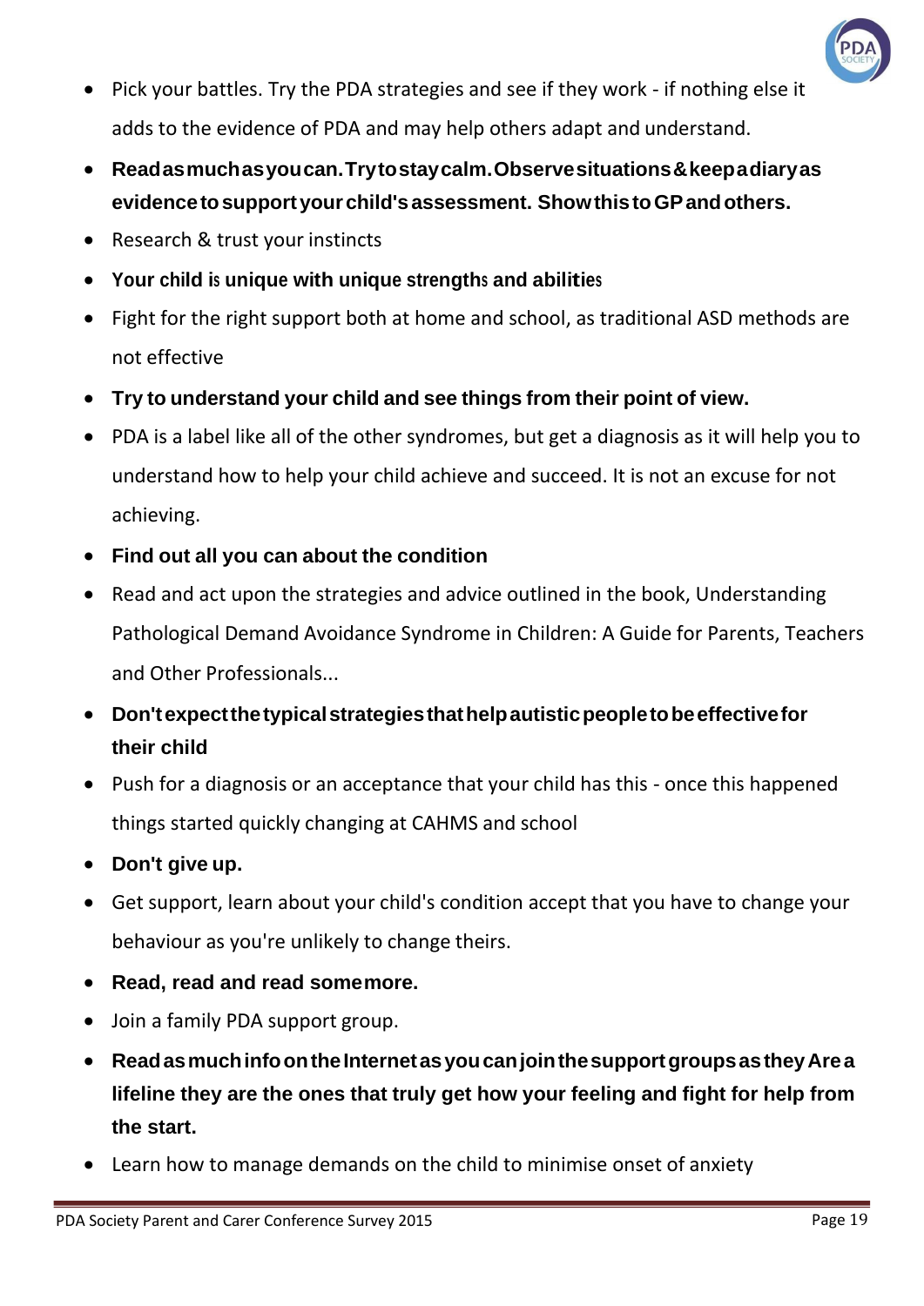- Pick your battles. Try the PDA strategies and see if they work - if nothing else it adds to the evidence of PDA and may help others adapt and understand.
- **Read as much as you can. Try to stay calm. Observe situations & keep a diary as evidence to support your child's assessment. Show this to GP and others.**
- Research & trust your instincts
- **Your child is unique with unique strengths and abilities**
- Fight for the right support both at home and school, as traditional ASD methods are not effective
- **Try to understand your child and see things from their point of view.**
- PDA is a label like all of the other syndromes, but get a diagnosis as it will help you to understand how to help your child achieve and succeed. It is not an excuse for not achieving.
- **Find out all you can about the condition**
- Read and act upon the strategies and advice outlined in the book, Understanding Pathological Demand Avoidance Syndrome in Children: A Guide for Parents, Teachers and Other Professionals...
- **Don't expect the typical strategies that help autistic people to be effective for their child**
- Push for a diagnosis or an acceptance that your child has this - once this happened things started quickly changing at CAHMS and school
- **Don't give up.**
- Get support, learn about your child's condition accept that you have to change your behaviour as you're unlikely to change theirs.
- **Read, read and read some more.**
- Join a family PDA support group.
- **Read as much info on the Internet as you can join the support groups as they Are a lifeline they are the ones that truly get how your feeling and fight for help from the start.**
- Learn how to manage demands on the child to minimise onset of anxiety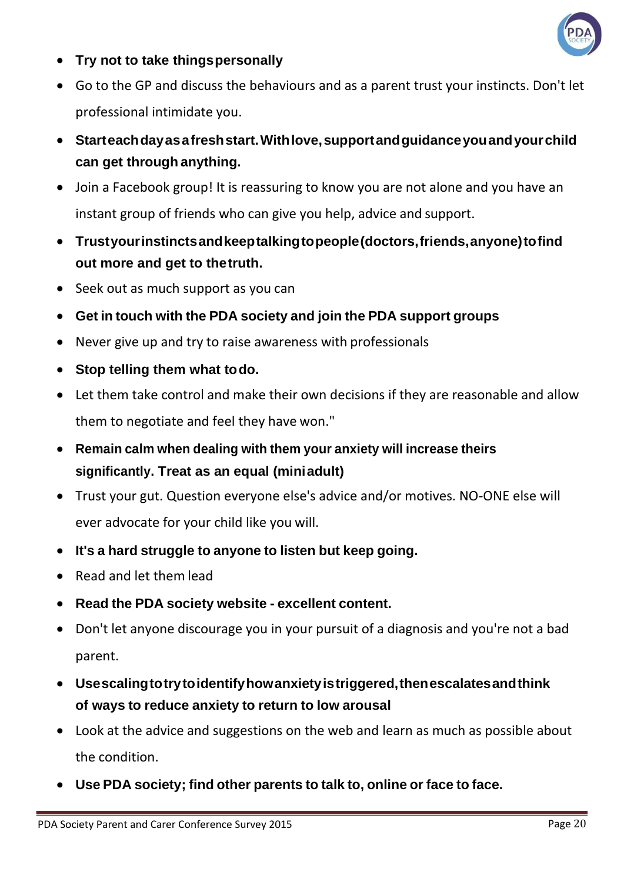- **Try not to take things personally**
- Go to the GP and discuss the behaviours and as a parent trust your instincts. Don't let professional intimidate you.
- **Start each day as a fresh start. With love, support and guidance you and your child can get through anything.**
- Join a Facebook group! It is reassuring to know you are not alone and you have an instant group of friends who can give you help, advice and support.
- **Trust your instincts and keep talking to people (doctors, friends, anyone) to find out more and get to the truth.**
- Seek out as much support as you can
- **Get in touch with the PDA society and join the PDA support groups**
- Never give up and try to raise awareness with professionals
- **Stop telling them what to do.**
- Let them take control and make their own decisions if they are reasonable and allow them to negotiate and feel they have won."
- **Remain calm when dealing with them your anxiety will increase theirs significantly. Treat as an equal (mini adult)**
- Trust your gut. Question everyone else's advice and/or motives. NO-ONE else will ever advocate for your child like you will.
- **It's a hard struggle to anyone to listen but keep going.**
- Read and let them lead
- **Read the PDA society website - excellent content.**
- Don't let anyone discourage you in your pursuit of a diagnosis and you're not a bad parent.
- **Use scaling to try to identify how anxiety is triggered, then escalates and think of ways to reduce anxiety to return to low arousal**
- Look at the advice and suggestions on the web and learn as much as possible about the condition.
- **Use PDA society; find other parents to talk to, online or face to face.**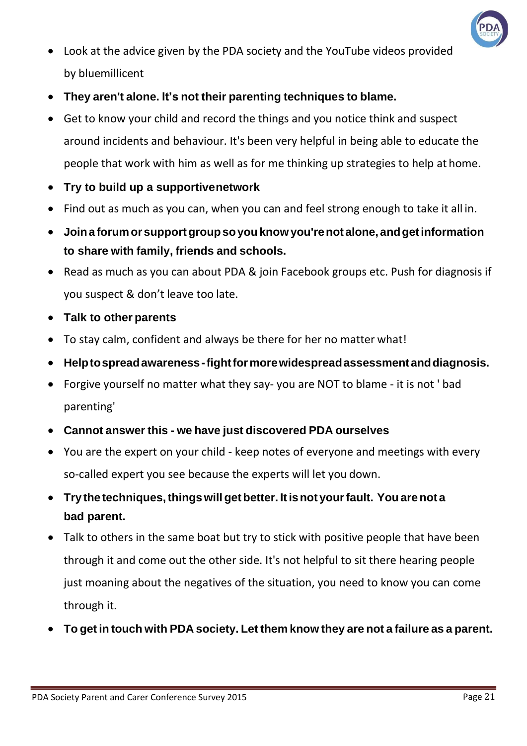- Look at the advice given by the PDA society and the YouTube videos provided by bluemillicent
- **They aren't alone. It's not their parenting techniques to blame.**
- Get to know your child and record the things and you notice think and suspect around incidents and behaviour. It's been very helpful in being able to educate the people that work with him as well as for me thinking up strategies to help at home.
- **Try to build up a supportive network**
- Find out as much as you can, when you can and feel strong enough to take it all in.
- **Join a forum or support group so you know you're not alone, and get information to share with family, friends and schools.**
- Read as much as you can about PDA & join Facebook groups etc. Push for diagnosis if you suspect & don't leave too late.
- **Talk to other parents**
- To stay calm, confident and always be there for her no matter what!
- **Help to spread awareness - fight for more widespread assessment and diagnosis.**
- Forgive yourself no matter what they say- you are NOT to blame - it is not ' bad parenting'
- **Cannot answer this - we have just discovered PDA ourselves**
- You are the expert on your child - keep notes of everyone and meetings with every so-called expert you see because the experts will let you down.
- **Try the techniques, things will get better. It is not your fault. You are not a bad parent.**
- Talk to others in the same boat but try to stick with positive people that have been through it and come out the other side. It's not helpful to sit there hearing people just moaning about the negatives of the situation, you need to know you can come through it.
- **To get in touch with PDA society. Let them know they are not a failure as a parent.**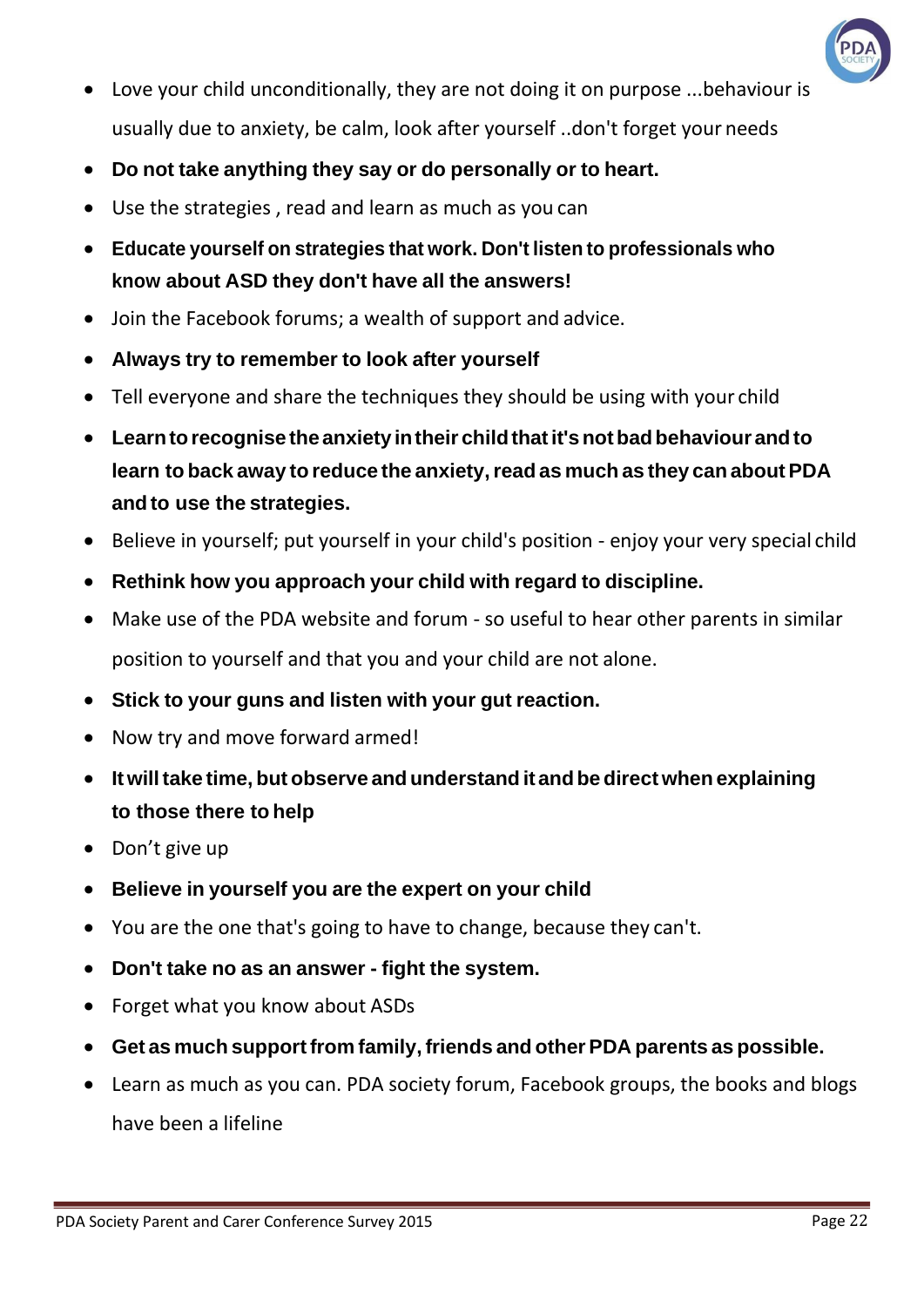- Love your child unconditionally, they are not doing it on purpose ...behaviour is usually due to anxiety, be calm, look after yourself ..don't forget your needs
- **Do not take anything they say or do personally or to heart.**
- Use the strategies , read and learn as much as you can
- **Educate yourself on strategies that work. Don't listen to professionals who know about ASD they don't have all the answers!**
- Join the Facebook forums; a wealth of support and advice.
- **Always try to remember to look after yourself**
- Tell everyone and share the techniques they should be using with your child
- **Learn to recognise the anxiety in their child that it's not bad behaviour and to learn to back away to reduce the anxiety, read as much as they can about PDA and to use the strategies.**
- Believe in yourself; put yourself in your child's position - enjoy your very special child
- **Rethink how you approach your child with regard to discipline.**
- Make use of the PDA website and forum - so useful to hear other parents in similar position to yourself and that you and your child are not alone.
- **Stick to your guns and listen with your gut reaction.**
- Now try and move forward armed!
- **It will take time, but observe and understand it and be direct when explaining to those there to help**
- Don't give up
- **Believe in yourself you are the expert on your child**
- You are the one that's going to have to change, because they can't.
- **Don't take no as an answer - fight the system.**
- Forget what you know about ASDs
- **Get as much support from family, friends and other PDA parents as possible.**
- Learn as much as you can. PDA society forum, Facebook groups, the books and blogs have been a lifeline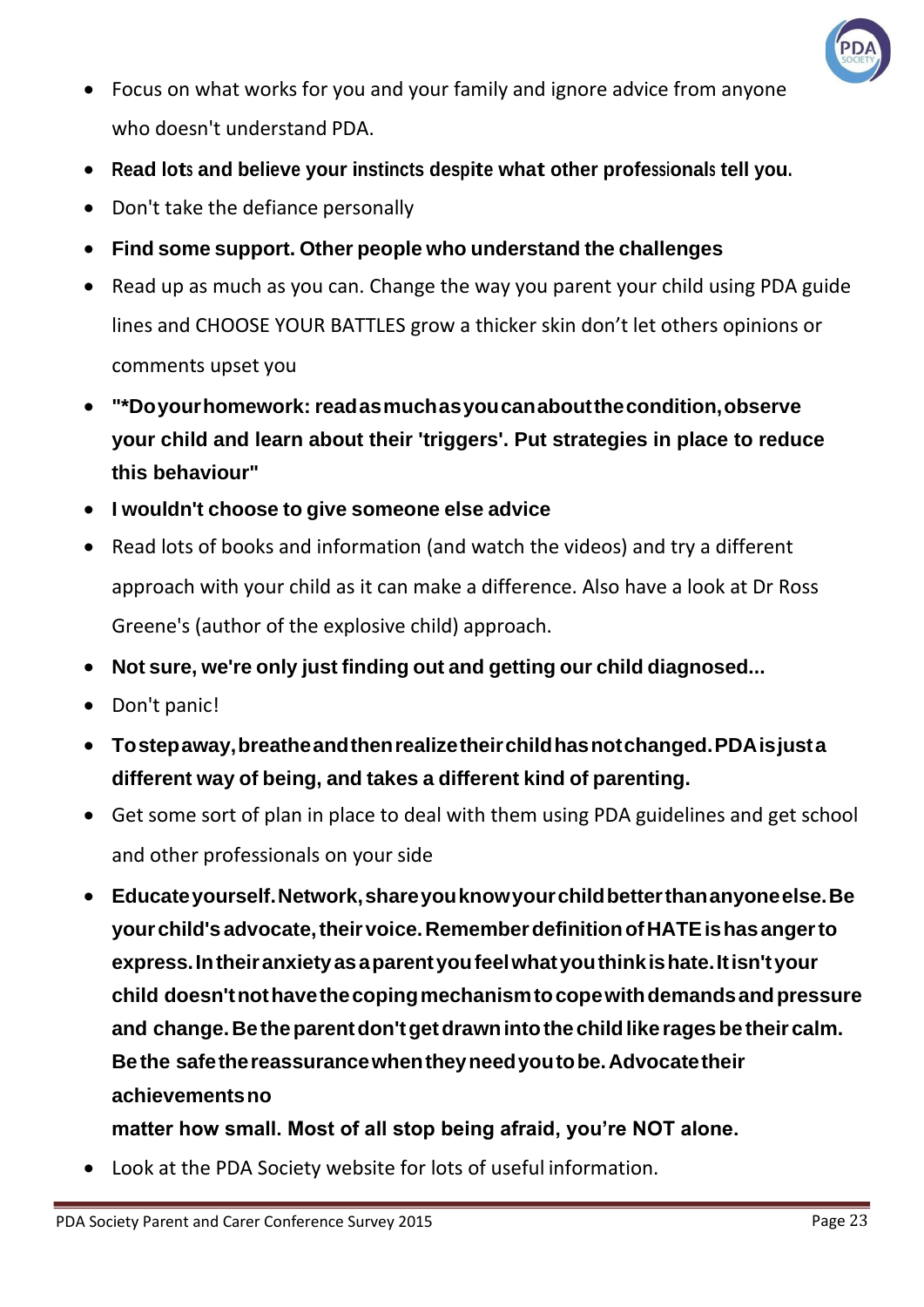- Focus on what works for you and your family and ignore advice from anyone who doesn't understand PDA.
- **Read lots and believe your instincts despite what other professionals tell you.**
- Don't take the defiance personally
- **Find some support. Other people who understand the challenges**
- Read up as much as you can. Change the way you parent your child using PDA guide lines and CHOOSE YOUR BATTLES grow a thicker skin don't let others opinions or comments upset you
- **"*Do your homework: read as much as you can about the condition, observe your child and learn about their 'triggers'. Put strategies in place to reduce this behaviour"**
- **I wouldn't choose to give someone else advice**
- Read lots of books and information (and watch the videos) and try a different approach with your child as it can make a difference. Also have a look at Dr Ross Greene's (author of the explosive child) approach.
- **Not sure, we're only just finding out and getting our child diagnosed...**
- Don't panic!
- **To step away, breathe and then realize their child has not changed. PDA is just a different way of being, and takes a different kind of parenting.**
- Get some sort of plan in place to deal with them using PDA guidelines and get school and other professionals on your side
- **Educate yourself. Network, share you know your child better than anyone else. Be your child's advocate, their voice. Remember definition of HATE is has anger to express. In their anxiety as a parent you feel what you think is hate. It isn't your child doesn't not have the coping mechanism to cope with demands and pressure and change. Be the parent don't get drawn into the child like rages be their calm. Be the safe the reassurance when they need you to be. Advocate their achievements no matter how small. Most of all stop being afraid, you're NOT alone.**
- Look at the PDA Society website for lots of useful information.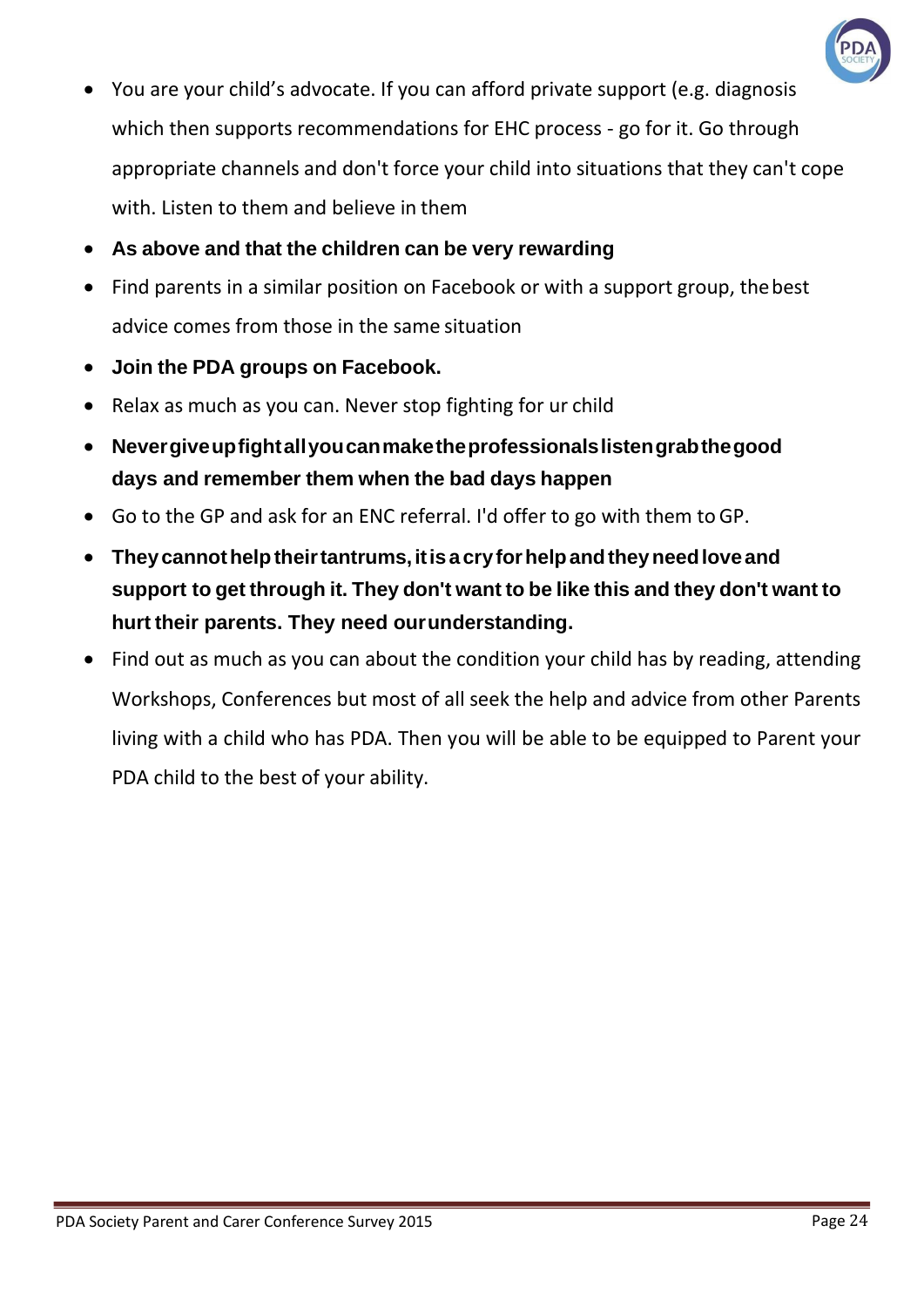- You are your child's advocate. If you can afford private support (e.g. diagnosis which then supports recommendations for EHC process - go for it. Go through appropriate channels and don't force your child into situations that they can't cope with. Listen to them and believe in them
- **As above and that the children can be very rewarding**
- Find parents in a similar position on Facebook or with a support group, the best advice comes from those in the same situation
- **Join the PDA groups on Facebook.**
- Relax as much as you can. Never stop fighting for ur child
- **Never give up fight all you can make the professionals listen grab the good days and remember them when the bad days happen**
- Go to the GP and ask for an ENC referral. I'd offer to go with them to GP.
- **They cannot help their tantrums, it is a cry for help and they need love and support to get through it. They don't want to be like this and they don't want to hurt their parents. They need our understanding.**
- Find out as much as you can about the condition your child has by reading, attending Workshops, Conferences but most of all seek the help and advice from other Parents living with a child who has PDA. Then you will be able to be equipped to Parent your PDA child to the best of your ability.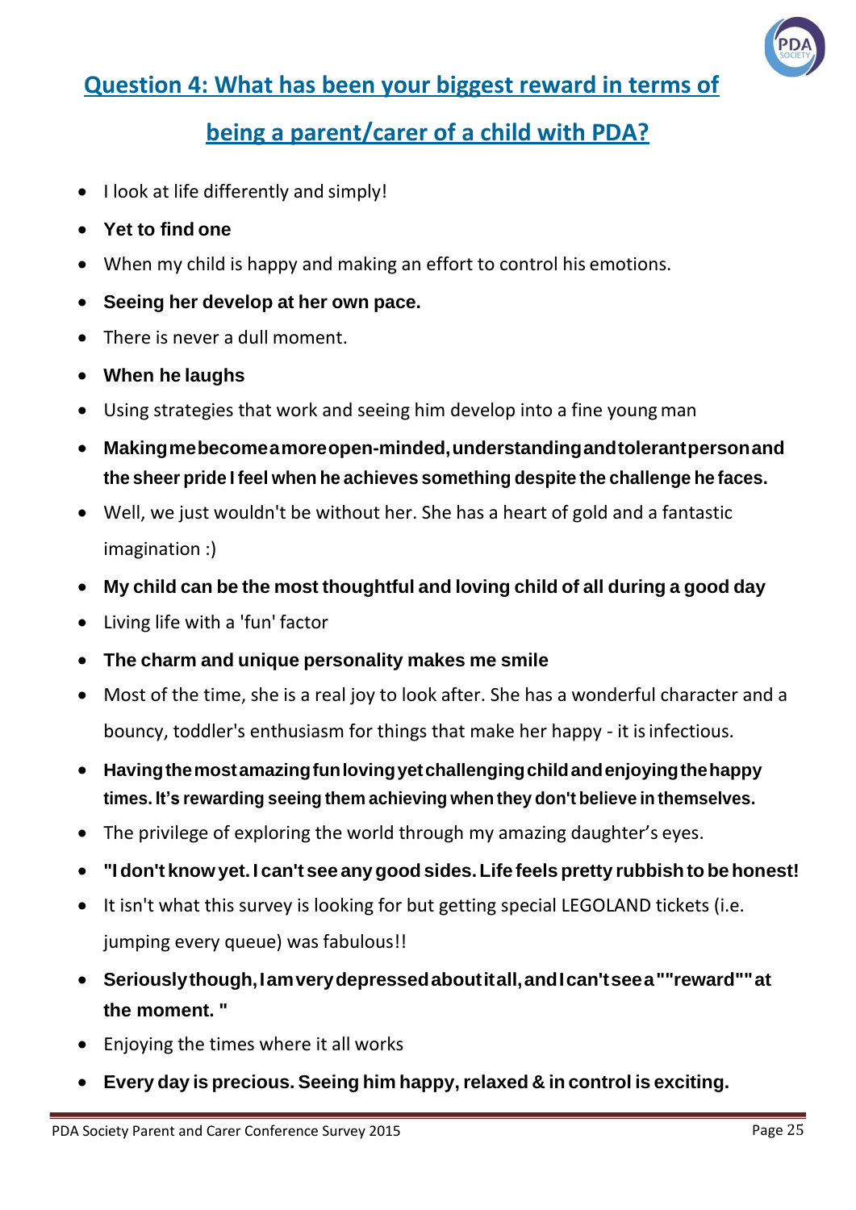## Question 4: What has been your biggest reward in terms of being a parent/carer of a child with PDA?

- I look at life differently and simply!
- **Yet to find one**
- When my child is happy and making an effort to control his emotions.
- **Seeing her develop at her own pace.**
- There is never a dull moment.
- **When he laughs**
- Using strategies that work and seeing him develop into a fine young man
- **Making me become a more open-minded, understanding and tolerant person and the sheer pride I feel when he achieves something despite the challenge he faces.**
- Well, we just wouldn't be without her. She has a heart of gold and a fantastic imagination :)
- **My child can be the most thoughtful and loving child of all during a good day**
- Living life with a 'fun' factor
- **The charm and unique personality makes me smile**
- Most of the time, she is a real joy to look after. She has a wonderful character and a bouncy, toddler's enthusiasm for things that make her happy - it is infectious.
- **Having the most amazing fun loving yet challenging child and enjoying the happy times. It's rewarding seeing them achieving when they don't believe in themselves.**
- The privilege of exploring the world through my amazing daughter's eyes.
- **"I don't know yet. I can't see any good sides. Life feels pretty rubbish to be honest!**
- It isn't what this survey is looking for but getting special LEGOLAND tickets (i.e. jumping every queue) was fabulous!!
- **Seriously though, I am very depressed about it all, and I can't see a ""reward"" at the moment. "**
- Enjoying the times where it all works
- **Every day is precious. Seeing him happy, relaxed & in control is exciting.**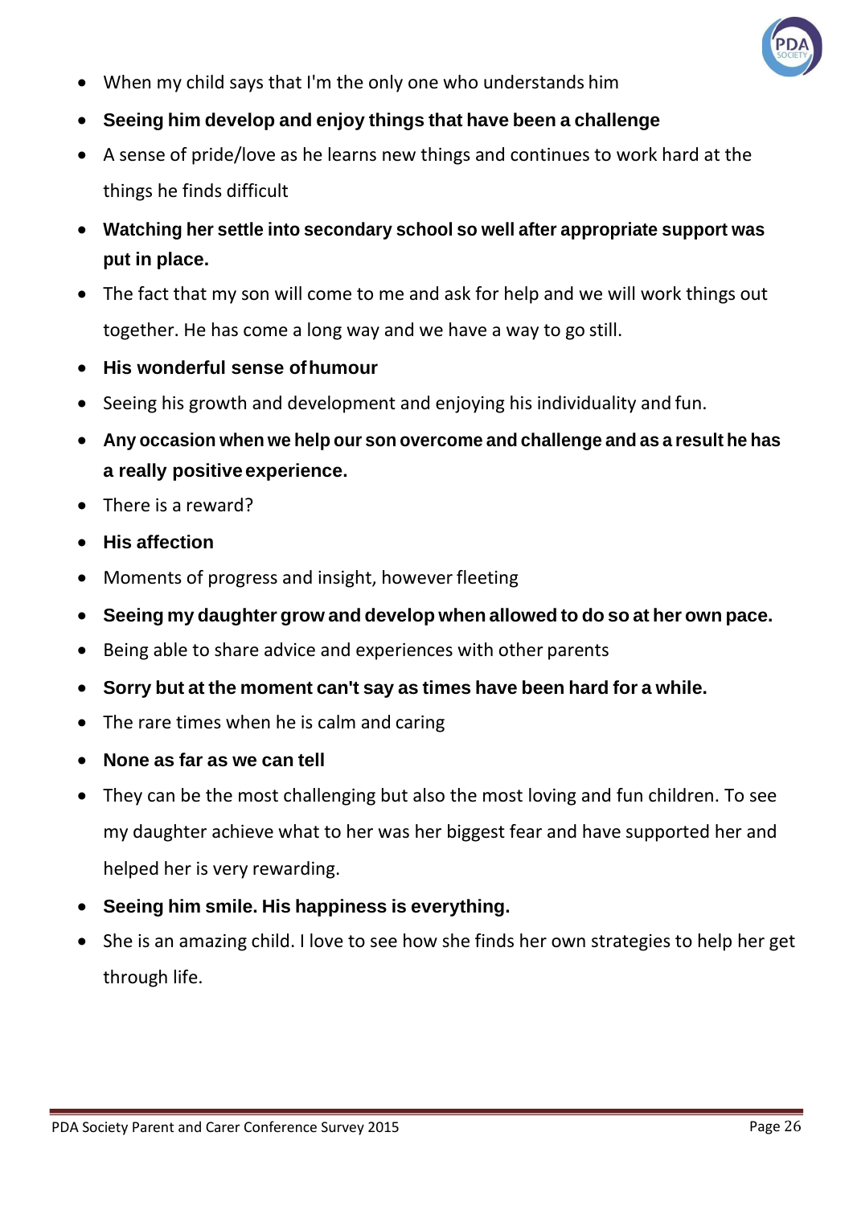- When my child says that I'm the only one who understands him
- **Seeing him develop and enjoy things that have been a challenge**
- A sense of pride/love as he learns new things and continues to work hard at the things he finds difficult
- **Watching her settle into secondary school so well after appropriate support was put in place.**
- The fact that my son will come to me and ask for help and we will work things out together. He has come a long way and we have a way to go still.
- **His wonderful sense of humour**
- Seeing his growth and development and enjoying his individuality and fun.
- **Any occasion when we help our son overcome and challenge and as a result he has a really positive experience.**
- There is a reward?
- **His affection**
- Moments of progress and insight, however fleeting
- **Seeing my daughter grow and develop when allowed to do so at her own pace.**
- Being able to share advice and experiences with other parents
- **Sorry but at the moment can't say as times have been hard for a while.**
- The rare times when he is calm and caring
- **None as far as we can tell**
- They can be the most challenging but also the most loving and fun children. To see my daughter achieve what to her was her biggest fear and have supported her and helped her is very rewarding.
- **Seeing him smile. His happiness is everything.**
- She is an amazing child. I love to see how she finds her own strategies to help her get through life.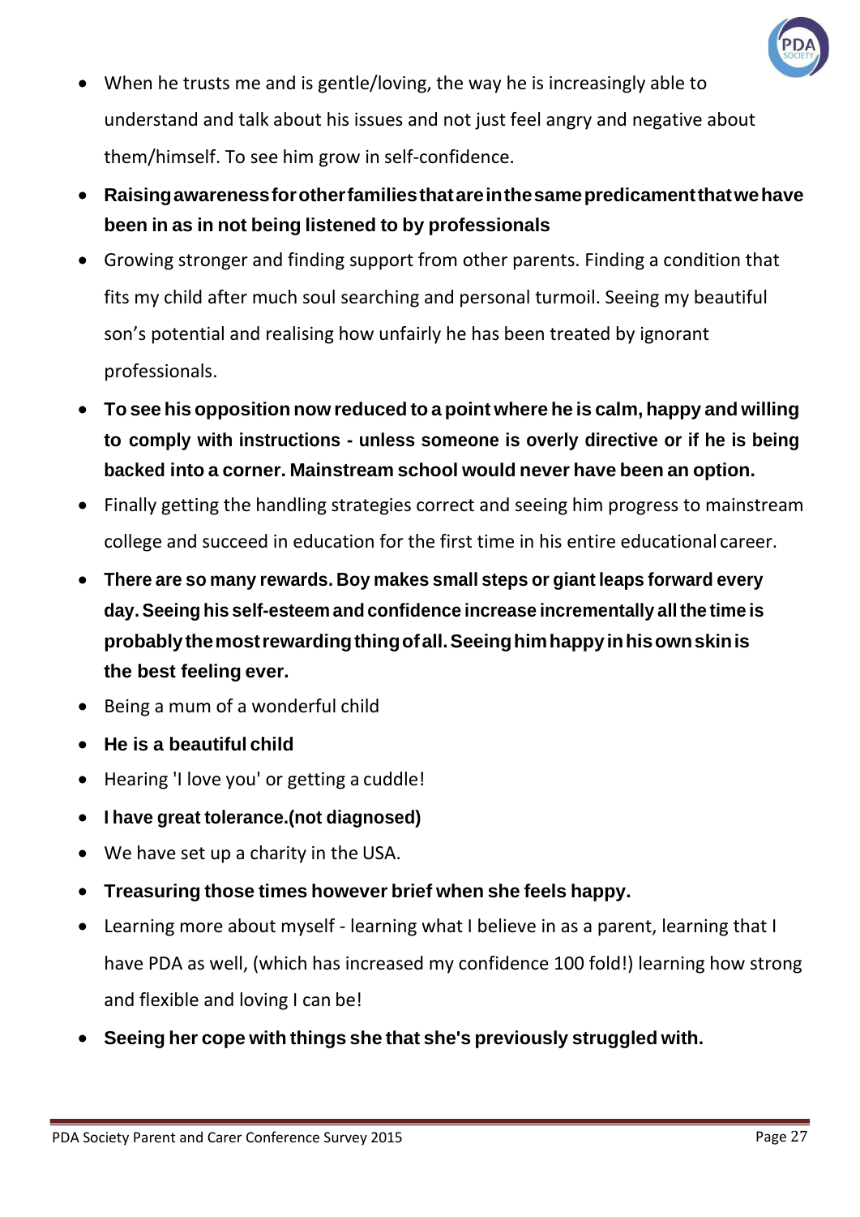- When he trusts me and is gentle/loving, the way he is increasingly able to understand and talk about his issues and not just feel angry and negative about them/himself. To see him grow in self-confidence.
- **Raising awareness for other families that are in the same predicament that we have been in as in not being listened to by professionals**
- Growing stronger and finding support from other parents. Finding a condition that fits my child after much soul searching and personal turmoil. Seeing my beautiful son's potential and realising how unfairly he has been treated by ignorant professionals.
- **To see his opposition now reduced to a point where he is calm, happy and willing to comply with instructions - unless someone is overly directive or if he is being backed into a corner. Mainstream school would never have been an option.**
- Finally getting the handling strategies correct and seeing him progress to mainstream college and succeed in education for the first time in his entire educational career.
- **There are so many rewards. Boy makes small steps or giant leaps forward every day. Seeing his self-esteem and confidence increase incrementally all the time is probably the most rewarding thing of all. Seeing him happy in his own skin is the best feeling ever.**
- Being a mum of a wonderful child
- **He is a beautiful child**
- Hearing 'I love you' or getting a cuddle!
- **I have great tolerance.(not diagnosed)**
- We have set up a charity in the USA.
- **Treasuring those times however brief when she feels happy.**
- Learning more about myself - learning what I believe in as a parent, learning that I have PDA as well, (which has increased my confidence 100 fold!) learning how strong and flexible and loving I can be!
- **Seeing her cope with things she that she's previously struggled with.**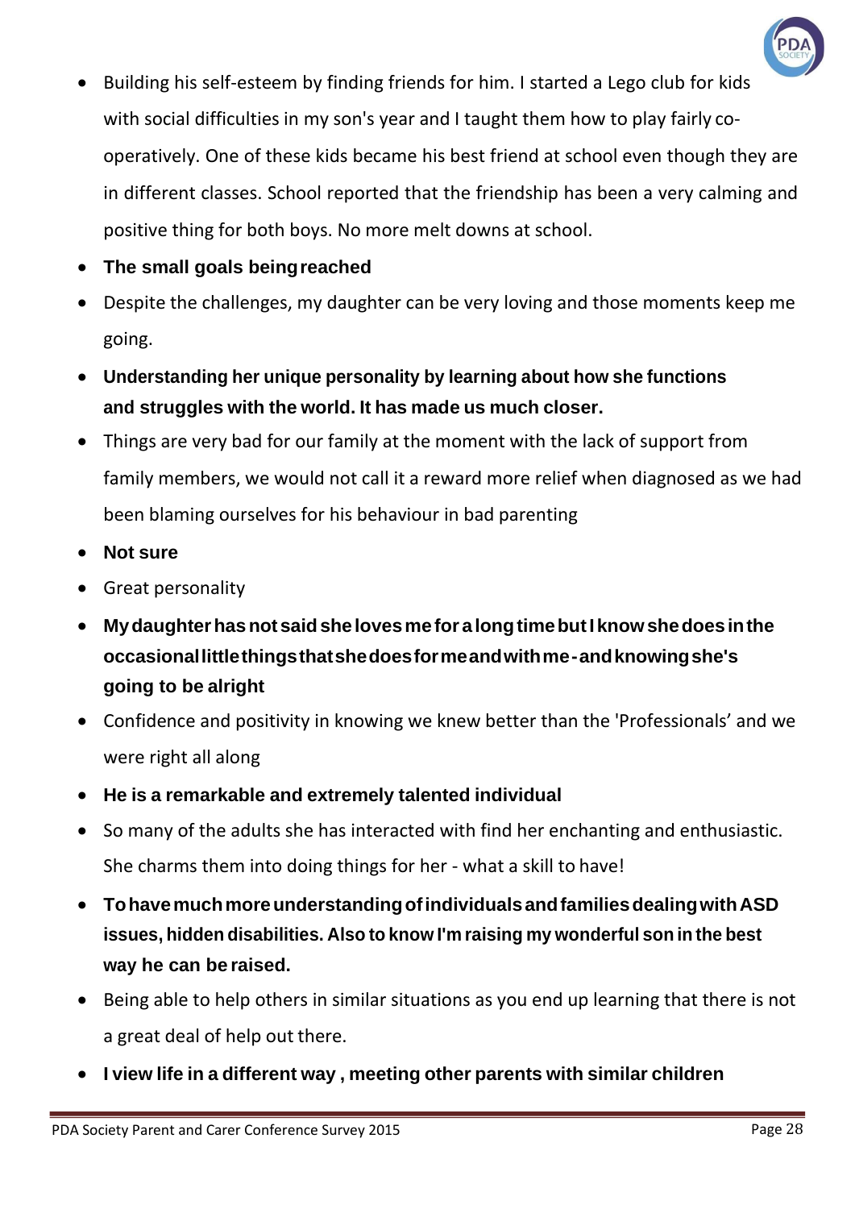- Building his self-esteem by finding friends for him. I started a Lego club for kids with social difficulties in my son's year and I taught them how to play fairly co-operatively. One of these kids became his best friend at school even though they are in different classes. School reported that the friendship has been a very calming and positive thing for both boys. No more melt downs at school.
- **The small goals being reached**
- Despite the challenges, my daughter can be very loving and those moments keep me going.
- **Understanding her unique personality by learning about how she functions and struggles with the world. It has made us much closer.**
- Things are very bad for our family at the moment with the lack of support from family members, we would not call it a reward more relief when diagnosed as we had been blaming ourselves for his behaviour in bad parenting
- **Not sure**
- Great personality
- **My daughter has not said she loves me for a long time but I know she does in the occasional little things that she does for me and with me - and knowing she's going to be alright**
- Confidence and positivity in knowing we knew better than the 'Professionals' and we were right all along
- **He is a remarkable and extremely talented individual**
- So many of the adults she has interacted with find her enchanting and enthusiastic. She charms them into doing things for her - what a skill to have!
- **To have much more understanding of individuals and families dealing with ASD issues, hidden disabilities. Also to know I'm raising my wonderful son in the best way he can be raised.**
- Being able to help others in similar situations as you end up learning that there is not a great deal of help out there.
- **I view life in a different way , meeting other parents with similar children**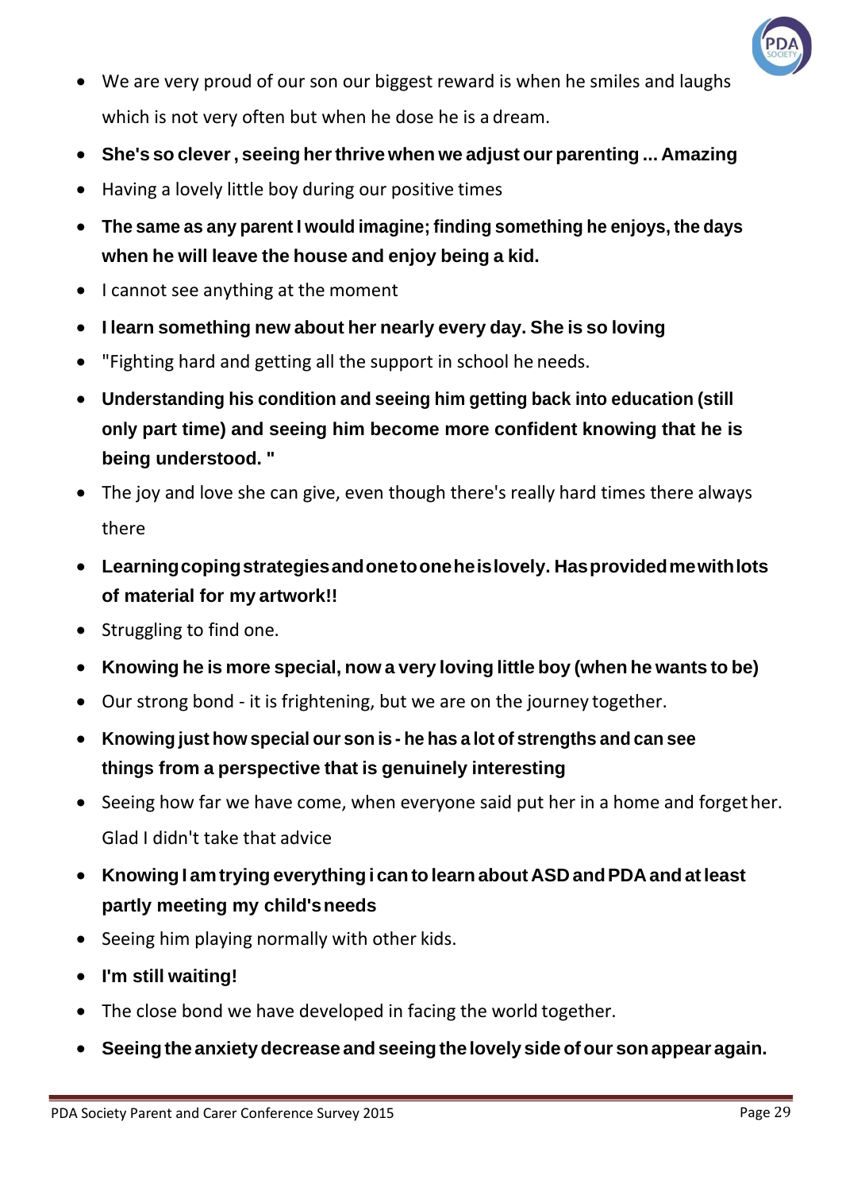- We are very proud of our son our biggest reward is when he smiles and laughs which is not very often but when he dose he is a dream.
- **She's so clever , seeing her thrive when we adjust our parenting ... Amazing**
- Having a lovely little boy during our positive times
- **The same as any parent I would imagine; finding something he enjoys, the days when he will leave the house and enjoy being a kid.**
- I cannot see anything at the moment
- **I learn something new about her nearly every day. She is so loving**
- "Fighting hard and getting all the support in school he needs.
- **Understanding his condition and seeing him getting back into education (still only part time) and seeing him become more confident knowing that he is being understood. "**
- The joy and love she can give, even though there's really hard times there always there
- **Learning coping strategies and one to one he is lovely. Has provided me with lots of material for my artwork!!**
- Struggling to find one.
- **Knowing he is more special, now a very loving little boy (when he wants to be)**
- Our strong bond - it is frightening, but we are on the journey together.
- **Knowing just how special our son is - he has a lot of strengths and can see things from a perspective that is genuinely interesting**
- Seeing how far we have come, when everyone said put her in a home and forget her. Glad I didn't take that advice
- **Knowing I am trying everything i can to learn about ASD and PDA and at least partly meeting my child's needs**
- Seeing him playing normally with other kids.
- **I'm still waiting!**
- The close bond we have developed in facing the world together.
- **Seeing the anxiety decrease and seeing the lovely side of our son appear again.**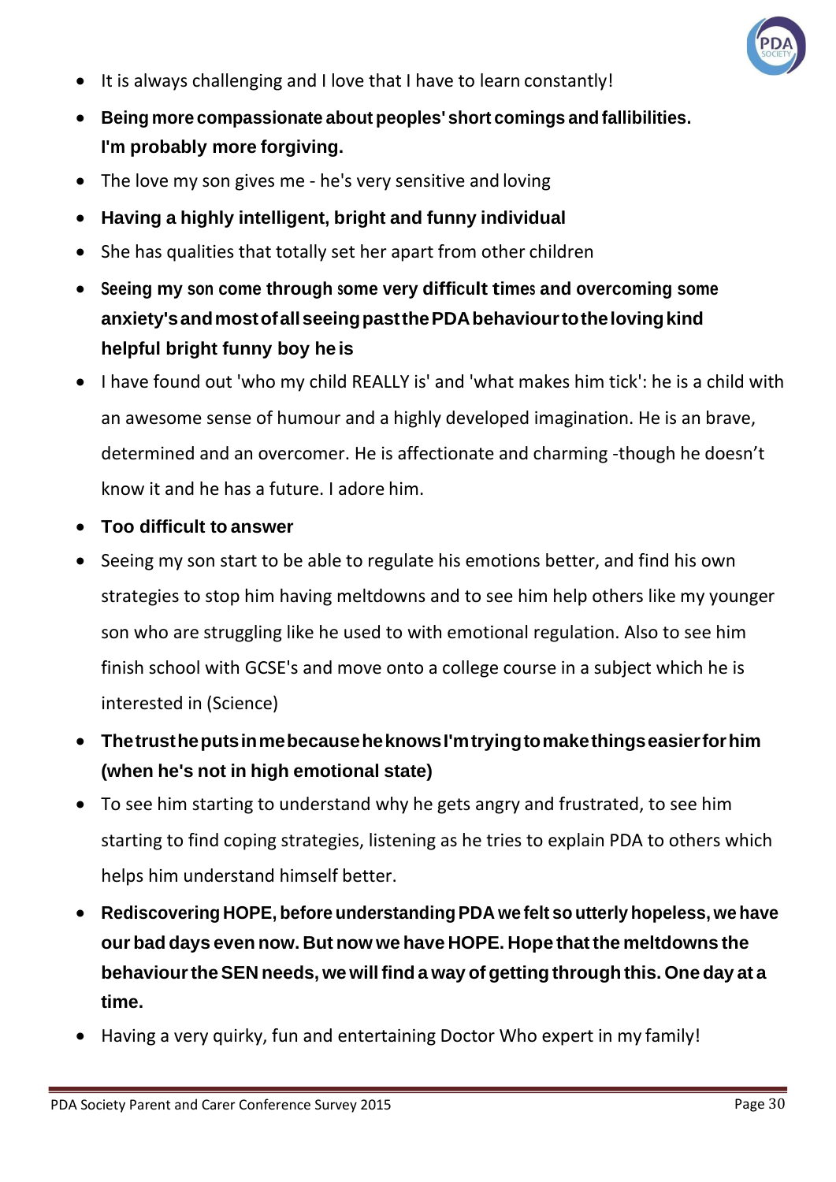- It is always challenging and I love that I have to learn constantly!
- **Being more compassionate about peoples' short comings and fallibilities. I'm probably more forgiving.**
- The love my son gives me - he's very sensitive and loving
- **Having a highly intelligent, bright and funny individual**
- She has qualities that totally set her apart from other children
- **Seeing my son come through some very difficult times and overcoming some anxiety's and most of all seeing past the PDA behaviour to the loving kind helpful bright funny boy he is**
- I have found out 'who my child REALLY is' and 'what makes him tick': he is a child with an awesome sense of humour and a highly developed imagination. He is an brave, determined and an overcomer. He is affectionate and charming -though he doesn't know it and he has a future. I adore him.
- **Too difficult to answer**
- Seeing my son start to be able to regulate his emotions better, and find his own strategies to stop him having meltdowns and to see him help others like my younger son who are struggling like he used to with emotional regulation. Also to see him finish school with GCSE's and move onto a college course in a subject which he is interested in (Science)
- **The trust he puts in me because he knows I'm trying to make things easier for him (when he's not in high emotional state)**
- To see him starting to understand why he gets angry and frustrated, to see him starting to find coping strategies, listening as he tries to explain PDA to others which helps him understand himself better.
- **Rediscovering HOPE, before understanding PDA we felt so utterly hopeless, we have our bad days even now. But now we have HOPE. Hope that the meltdowns the behaviour the SEN needs, we will find a way of getting through this. One day at a time.**
- Having a very quirky, fun and entertaining Doctor Who expert in my family!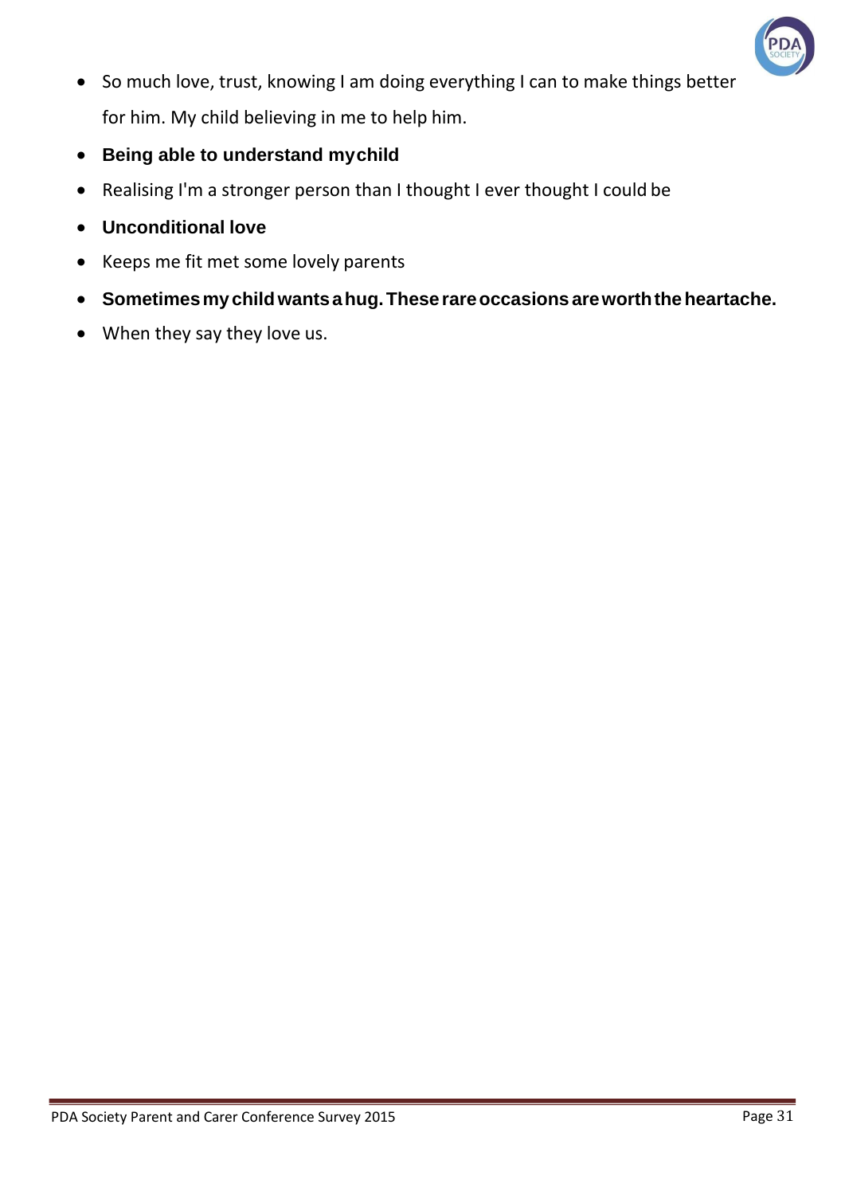- So much love, trust, knowing I am doing everything I can to make things better for him. My child believing in me to help him.
- **Being able to understand my child**
- Realising I'm a stronger person than I thought I ever thought I could be
- **Unconditional love**
- Keeps me fit met some lovely parents
- **Sometimes my child wants a hug. These rare occasions are worth the heartache.**
- When they say they love us.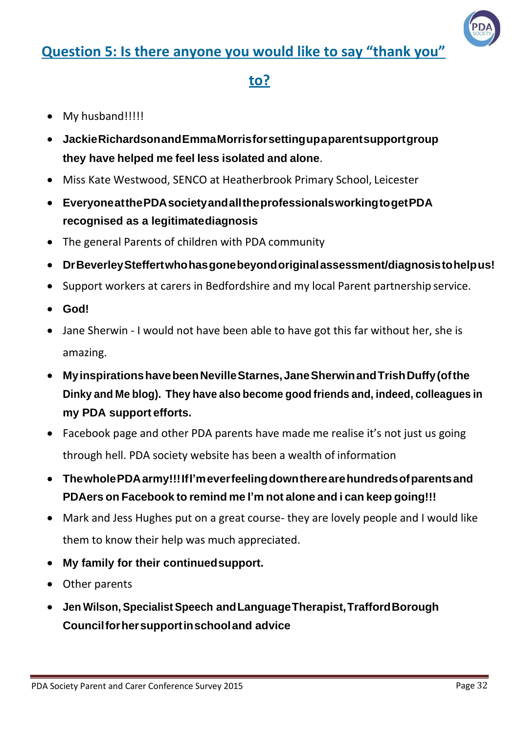## Question 5: Is there anyone you would like to say "thank you" to?

- My husband!!!!!
- **Jackie Richardson and Emma Morris for setting up a parent support group they have helped me feel less isolated and alone**.
- Miss Kate Westwood, SENCO at Heatherbrook Primary School, Leicester
- **Everyone at the PDA society and all the professionals working to get PDA recognised as a legitimate diagnosis**
- The general Parents of children with PDA community
- **Dr Beverley Steffert who has gone beyond original assessment/diagnosis to help us!**
- Support workers at carers in Bedfordshire and my local Parent partnership service.
- **God!**
- Jane Sherwin - I would not have been able to have got this far without her, she is amazing.
- **My inspirations have been Neville Starnes, Jane Sherwin and Trish Duffy (of the Dinky and Me blog). They have also become good friends and, indeed, colleagues in my PDA support efforts.**
- Facebook page and other PDA parents have made me realise it's not just us going through hell. PDA society website has been a wealth of information
- **The whole PDA army!!! If I'm ever feeling down there are hundreds of parents and PDAers on Facebook to remind me I'm not alone and i can keep going!!!**
- Mark and Jess Hughes put on a great course- they are lovely people and I would like them to know their help was much appreciated.
- **My family for their continued support.**
- Other parents
- **Jen Wilson, Specialist Speech and Language Therapist, Trafford Borough Council for her support in school and advice**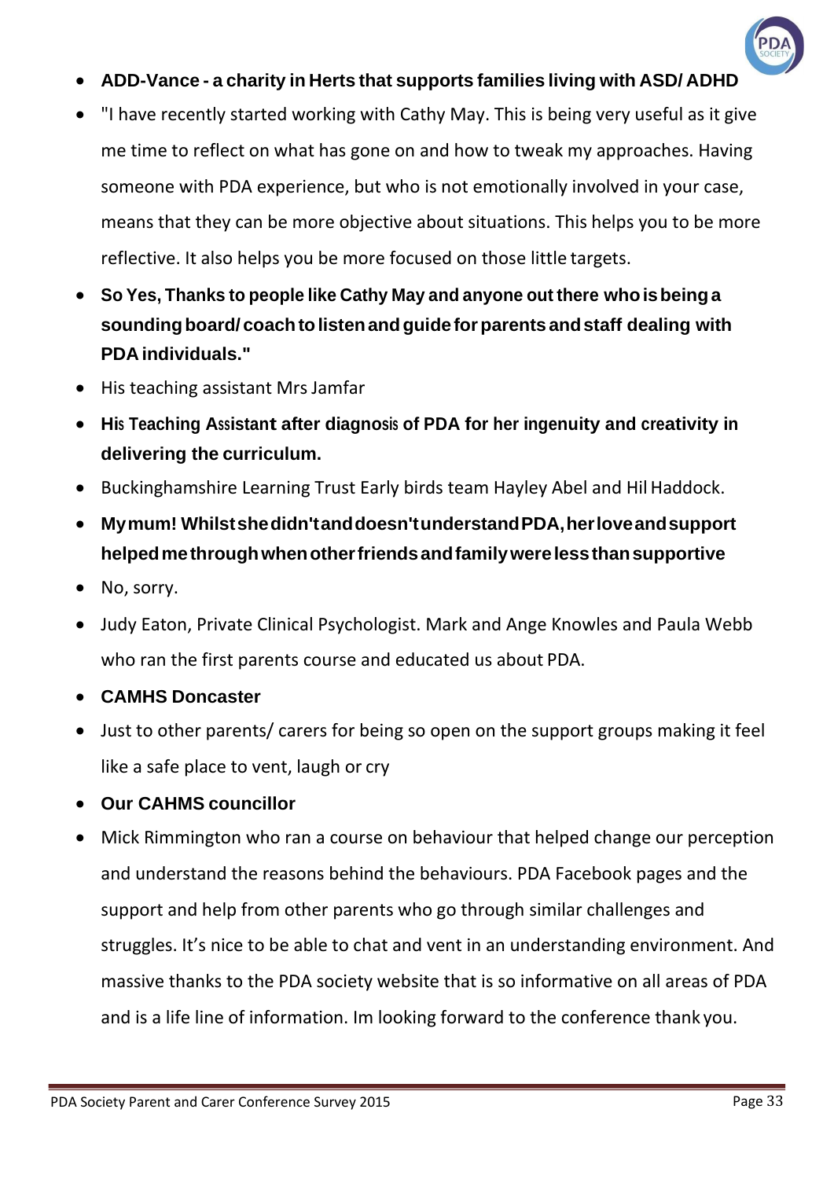- **ADD-Vance - a charity in Herts that supports families living with ASD/ ADHD**
- "I have recently started working with Cathy May. This is being very useful as it give me time to reflect on what has gone on and how to tweak my approaches. Having someone with PDA experience, but who is not emotionally involved in your case, means that they can be more objective about situations. This helps you to be more reflective. It also helps you be more focused on those little targets.
- **So Yes, Thanks to people like Cathy May and anyone out there who is being a sounding board/ coach to listen and guide for parents and staff dealing with PDA individuals."**
- His teaching assistant Mrs Jamfar
- **His Teaching Assistant after diagnosis of PDA for her ingenuity and creativity in delivering the curriculum.**
- Buckinghamshire Learning Trust Early birds team Hayley Abel and Hil Haddock.
- **My mum! Whilst she didn't and doesn't understand PDA, her love and support helped me through when other friends and family were less than supportive**
- No, sorry.
- Judy Eaton, Private Clinical Psychologist. Mark and Ange Knowles and Paula Webb who ran the first parents course and educated us about PDA.
- **CAMHS Doncaster**
- Just to other parents/ carers for being so open on the support groups making it feel like a safe place to vent, laugh or cry
- **Our CAHMS councillor**
- Mick Rimmington who ran a course on behaviour that helped change our perception and understand the reasons behind the behaviours. PDA Facebook pages and the support and help from other parents who go through similar challenges and struggles. It's nice to be able to chat and vent in an understanding environment. And massive thanks to the PDA society website that is so informative on all areas of PDA and is a life line of information. Im looking forward to the conference thank you.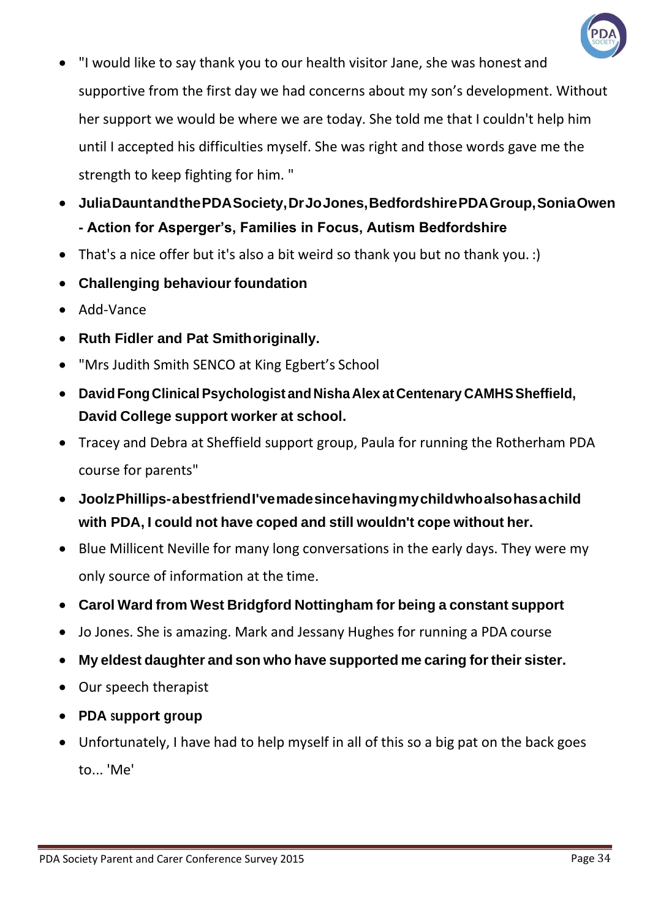- "I would like to say thank you to our health visitor Jane, she was honest and supportive from the first day we had concerns about my son's development. Without her support we would be where we are today. She told me that I couldn't help him until I accepted his difficulties myself. She was right and those words gave me the strength to keep fighting for him. "
- **Julia Daunt and the PDA Society, Dr Jo Jones, Bedfordshire PDA Group, Sonia Owen - Action for Asperger's, Families in Focus, Autism Bedfordshire**
- That's a nice offer but it's also a bit weird so thank you but no thank you. :)
- **Challenging behaviour foundation**
- Add-Vance
- **Ruth Fidler and Pat Smith originally.**
- "Mrs Judith Smith SENCO at King Egbert's School
- **David Fong Clinical Psychologist and Nisha Alex at Centenary CAMHS Sheffield, David College support worker at school.**
- Tracey and Debra at Sheffield support group, Paula for running the Rotherham PDA course for parents"
- **Joolz Phillips - a best friend I've made since having my child who also has a child with PDA, I could not have coped and still wouldn't cope without her.**
- Blue Millicent Neville for many long conversations in the early days. They were my only source of information at the time.
- **Carol Ward from West Bridgford Nottingham for being a constant support**
- Jo Jones. She is amazing. Mark and Jessany Hughes for running a PDA course
- **My eldest daughter and son who have supported me caring for their sister.**
- Our speech therapist
- **PDA support group**
- Unfortunately, I have had to help myself in all of this so a big pat on the back goes to... 'Me'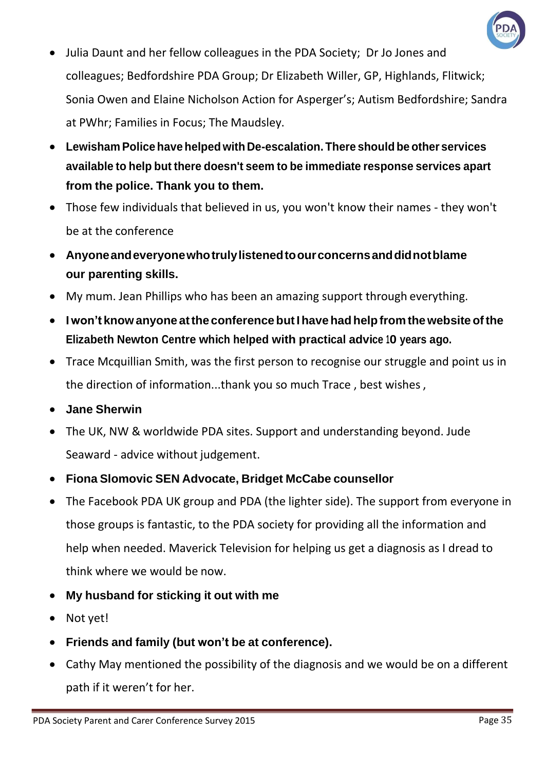- Julia Daunt and her fellow colleagues in the PDA Society; Dr Jo Jones and colleagues; Bedfordshire PDA Group; Dr Elizabeth Willer, GP, Highlands, Flitwick; Sonia Owen and Elaine Nicholson Action for Asperger's; Autism Bedfordshire; Sandra at PWhr; Families in Focus; The Maudsley.
- **Lewisham Police have helped with De-escalation. There should be other services available to help but there doesn't seem to be immediate response services apart from the police. Thank you to them.**
- Those few individuals that believed in us, you won't know their names - they won't be at the conference
- **Anyone and everyone who truly listened to our concerns and did not blame our parenting skills.**
- My mum. Jean Phillips who has been an amazing support through everything.
- **I won't know anyone at the conference but I have had help from the website of the Elizabeth Newton Centre which helped with practical advice 10 years ago.**
- Trace Mcquillian Smith, was the first person to recognise our struggle and point us in the direction of information...thank you so much Trace , best wishes ,
- **Jane Sherwin**
- The UK, NW & worldwide PDA sites. Support and understanding beyond. Jude Seaward - advice without judgement.
- **Fiona Slomovic SEN Advocate, Bridget McCabe counsellor**
- The Facebook PDA UK group and PDA (the lighter side). The support from everyone in those groups is fantastic, to the PDA society for providing all the information and help when needed. Maverick Television for helping us get a diagnosis as I dread to think where we would be now.
- **My husband for sticking it out with me**
- Not yet!
- **Friends and family (but won't be at conference).**
- Cathy May mentioned the possibility of the diagnosis and we would be on a different path if it weren't for her.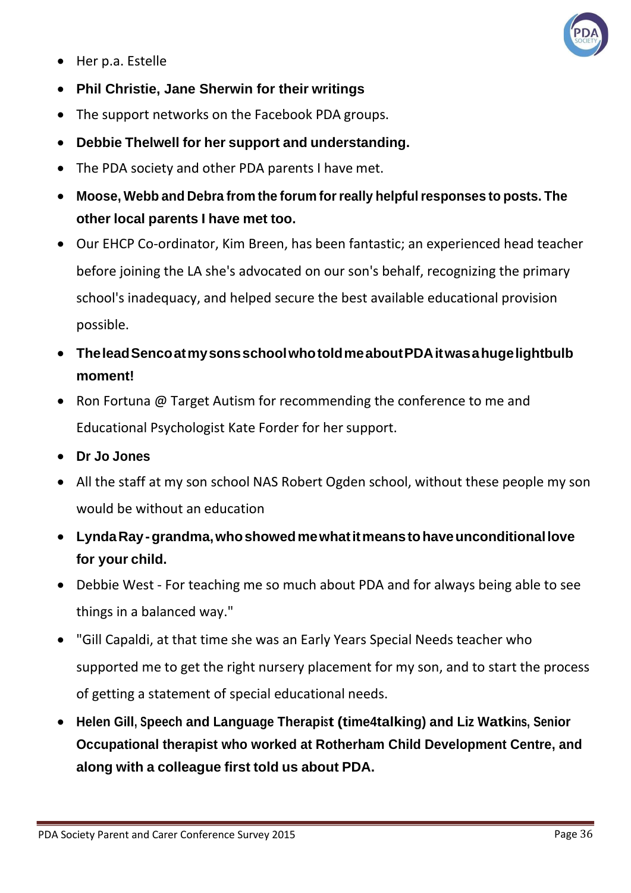- Her p.a. Estelle
- **Phil Christie, Jane Sherwin for their writings**
- The support networks on the Facebook PDA groups.
- **Debbie Thelwell for her support and understanding.**
- The PDA society and other PDA parents I have met.
- **Moose, Webb and Debra from the forum for really helpful responses to posts. The other local parents I have met too.**
- Our EHCP Co-ordinator, Kim Breen, has been fantastic; an experienced head teacher before joining the LA she's advocated on our son's behalf, recognizing the primary school's inadequacy, and helped secure the best available educational provision possible.
- **The lead Senco at my sons school who told me about PDA it was a huge lightbulb moment!**
- Ron Fortuna @ Target Autism for recommending the conference to me and Educational Psychologist Kate Forder for her support.
- **Dr Jo Jones**
- All the staff at my son school NAS Robert Ogden school, without these people my son would be without an education
- **Lynda Ray - grandma, who showed me what it means to have unconditional love for your child.**
- Debbie West - For teaching me so much about PDA and for always being able to see things in a balanced way."
- "Gill Capaldi, at that time she was an Early Years Special Needs teacher who supported me to get the right nursery placement for my son, and to start the process of getting a statement of special educational needs.
- **Helen Gill, Speech and Language Therapist (time4talking) and Liz Watkins, Senior Occupational therapist who worked at Rotherham Child Development Centre, and along with a colleague first told us about PDA.**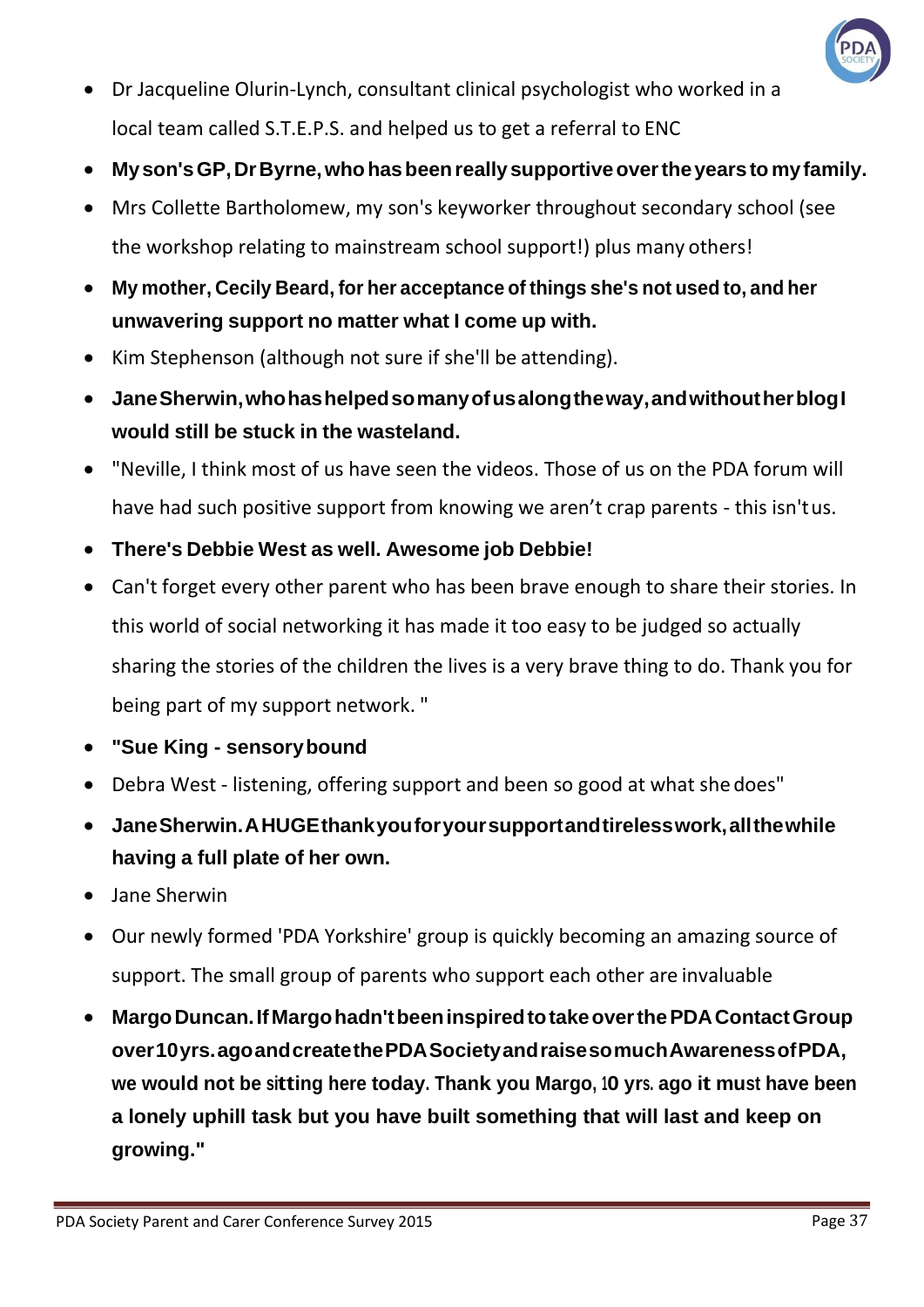- Dr Jacqueline Olurin-Lynch, consultant clinical psychologist who worked in a local team called S.T.E.P.S. and helped us to get a referral to ENC
- **My son's GP, Dr Byrne, who has been really supportive over the years to my family.**
- Mrs Collette Bartholomew, my son's keyworker throughout secondary school (see the workshop relating to mainstream school support!) plus many others!
- **My mother, Cecily Beard, for her acceptance of things she's not used to, and her unwavering support no matter what I come up with.**
- Kim Stephenson (although not sure if she'll be attending).
- **Jane Sherwin, who has helped so many of us along the way, and without her blog I would still be stuck in the wasteland.**
- "Neville, I think most of us have seen the videos. Those of us on the PDA forum will have had such positive support from knowing we aren't crap parents - this isn't us.
- **There's Debbie West as well. Awesome job Debbie!**
- Can't forget every other parent who has been brave enough to share their stories. In this world of social networking it has made it too easy to be judged so actually sharing the stories of the children the lives is a very brave thing to do. Thank you for being part of my support network. "
- **"Sue King - sensory bound**
- Debra West - listening, offering support and been so good at what she does"
- **Jane Sherwin. A HUGE thank you for your support and tireless work, all the while having a full plate of her own.**
- Jane Sherwin
- Our newly formed 'PDA Yorkshire' group is quickly becoming an amazing source of support. The small group of parents who support each other are invaluable
- **Margo Duncan. If Margo hadn't been inspired to take over the PDA Contact Group over 10 yrs. ago and create the PDA Society and raise so much Awareness of PDA, we would not be sitting here today. Thank you Margo, 10 yrs. ago it must have been a lonely uphill task but you have built something that will last and keep on growing."**